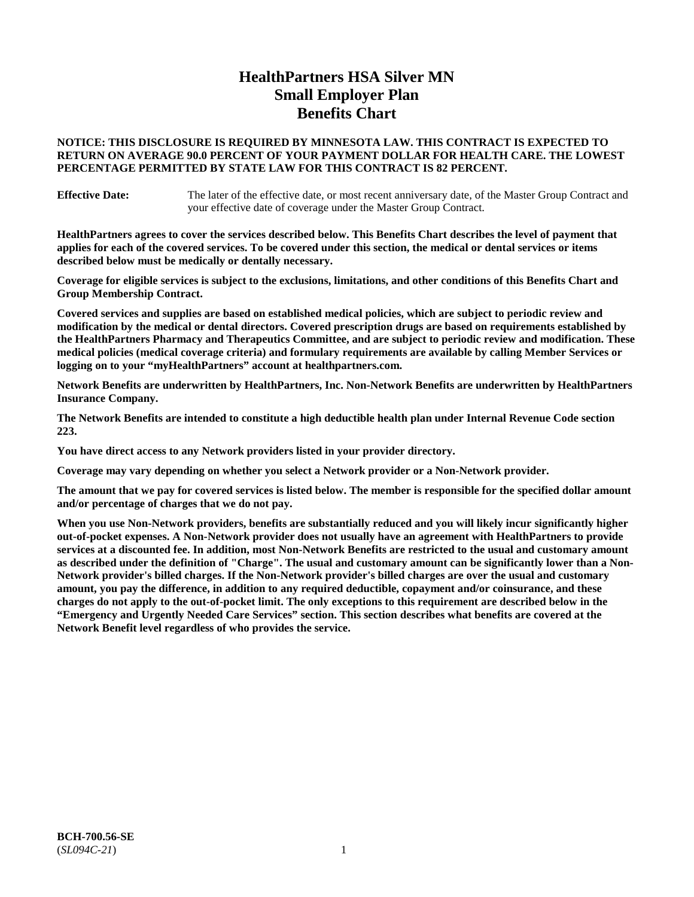# HealthPartners HSA Silver MN
# Small Employer Plan
# Benefits Chart

**NOTICE: THIS DISCLOSURE IS REQUIRED BY MINNESOTA LAW. THIS CONTRACT IS EXPECTED TO RETURN ON AVERAGE 90.0 PERCENT OF YOUR PAYMENT DOLLAR FOR HEALTH CARE. THE LOWEST PERCENTAGE PERMITTED BY STATE LAW FOR THIS CONTRACT IS 82 PERCENT.**

**Effective Date:** The later of the effective date, or most recent anniversary date, of the Master Group Contract and your effective date of coverage under the Master Group Contract.

**HealthPartners agrees to cover the services described below. This Benefits Chart describes the level of payment that applies for each of the covered services. To be covered under this section, the medical or dental services or items described below must be medically or dentally necessary.**

**Coverage for eligible services is subject to the exclusions, limitations, and other conditions of this Benefits Chart and Group Membership Contract.**

**Covered services and supplies are based on established medical policies, which are subject to periodic review and modification by the medical or dental directors. Covered prescription drugs are based on requirements established by the HealthPartners Pharmacy and Therapeutics Committee, and are subject to periodic review and modification. These medical policies (medical coverage criteria) and formulary requirements are available by calling Member Services or logging on to your "myHealthPartners" account at healthpartners.com.**

**Network Benefits are underwritten by HealthPartners, Inc. Non-Network Benefits are underwritten by HealthPartners Insurance Company.**

**The Network Benefits are intended to constitute a high deductible health plan under Internal Revenue Code section 223.**

**You have direct access to any Network providers listed in your provider directory.**

**Coverage may vary depending on whether you select a Network provider or a Non-Network provider.**

**The amount that we pay for covered services is listed below. The member is responsible for the specified dollar amount and/or percentage of charges that we do not pay.**

**When you use Non-Network providers, benefits are substantially reduced and you will likely incur significantly higher out-of-pocket expenses. A Non-Network provider does not usually have an agreement with HealthPartners to provide services at a discounted fee. In addition, most Non-Network Benefits are restricted to the usual and customary amount as described under the definition of "Charge". The usual and customary amount can be significantly lower than a Non-Network provider's billed charges. If the Non-Network provider's billed charges are over the usual and customary amount, you pay the difference, in addition to any required deductible, copayment and/or coinsurance, and these charges do not apply to the out-of-pocket limit. The only exceptions to this requirement are described below in the "Emergency and Urgently Needed Care Services" section. This section describes what benefits are covered at the Network Benefit level regardless of who provides the service.**

**BCH-700.56-SE**
(*SL094C-21*)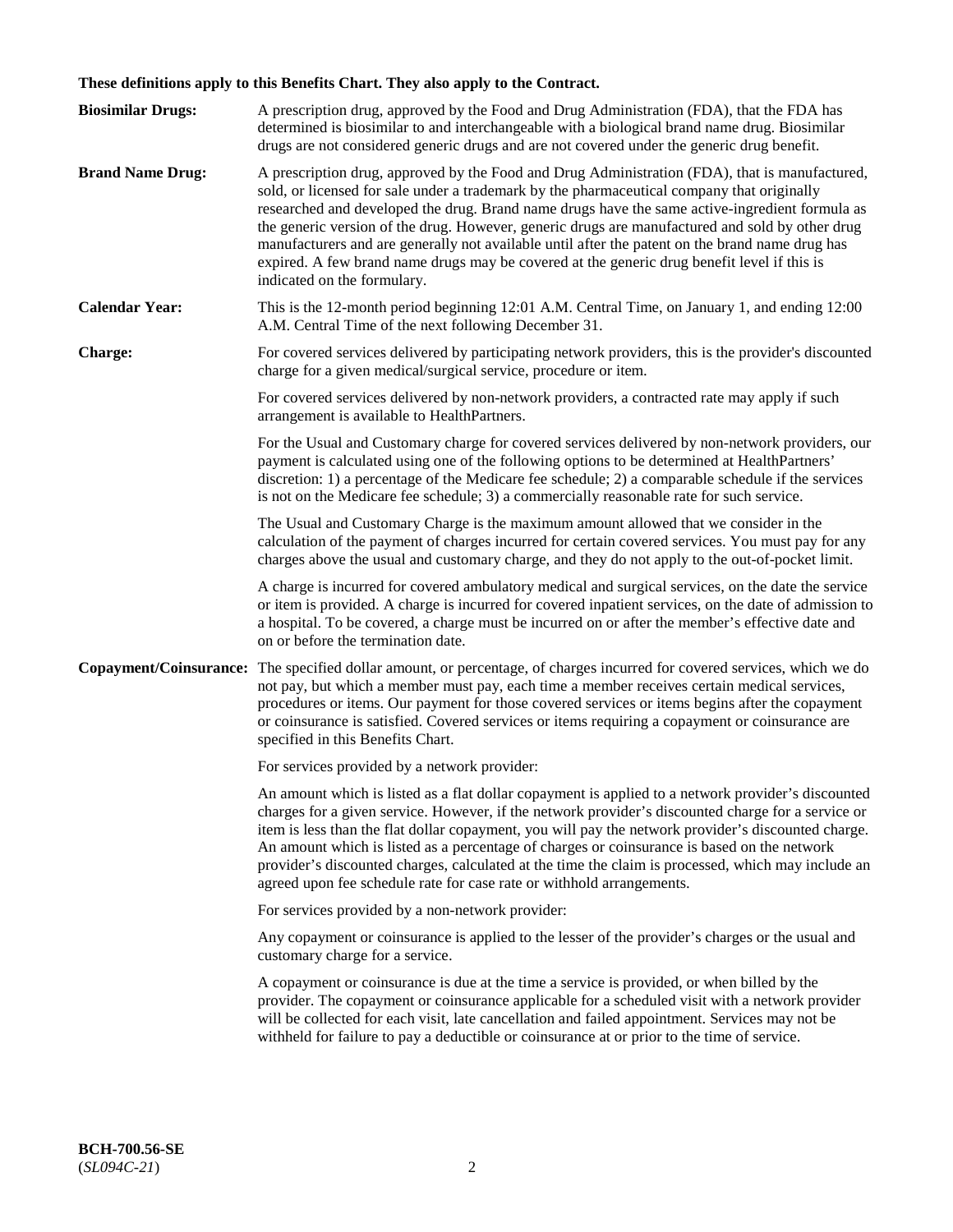**These definitions apply to this Benefits Chart. They also apply to the Contract.**

**Biosimilar Drugs:** A prescription drug, approved by the Food and Drug Administration (FDA), that the FDA has determined is biosimilar to and interchangeable with a biological brand name drug. Biosimilar drugs are not considered generic drugs and are not covered under the generic drug benefit.

**Brand Name Drug:** A prescription drug, approved by the Food and Drug Administration (FDA), that is manufactured, sold, or licensed for sale under a trademark by the pharmaceutical company that originally researched and developed the drug. Brand name drugs have the same active-ingredient formula as the generic version of the drug. However, generic drugs are manufactured and sold by other drug manufacturers and are generally not available until after the patent on the brand name drug has expired. A few brand name drugs may be covered at the generic drug benefit level if this is indicated on the formulary.

**Calendar Year:** This is the 12-month period beginning 12:01 A.M. Central Time, on January 1, and ending 12:00 A.M. Central Time of the next following December 31.

**Charge:** For covered services delivered by participating network providers, this is the provider's discounted charge for a given medical/surgical service, procedure or item.

For covered services delivered by non-network providers, a contracted rate may apply if such arrangement is available to HealthPartners.

For the Usual and Customary charge for covered services delivered by non-network providers, our payment is calculated using one of the following options to be determined at HealthPartners' discretion: 1) a percentage of the Medicare fee schedule; 2) a comparable schedule if the services is not on the Medicare fee schedule; 3) a commercially reasonable rate for such service.

The Usual and Customary Charge is the maximum amount allowed that we consider in the calculation of the payment of charges incurred for certain covered services. You must pay for any charges above the usual and customary charge, and they do not apply to the out-of-pocket limit.

A charge is incurred for covered ambulatory medical and surgical services, on the date the service or item is provided. A charge is incurred for covered inpatient services, on the date of admission to a hospital. To be covered, a charge must be incurred on or after the member's effective date and on or before the termination date.

**Copayment/Coinsurance:** The specified dollar amount, or percentage, of charges incurred for covered services, which we do not pay, but which a member must pay, each time a member receives certain medical services, procedures or items. Our payment for those covered services or items begins after the copayment or coinsurance is satisfied. Covered services or items requiring a copayment or coinsurance are specified in this Benefits Chart.

For services provided by a network provider:

An amount which is listed as a flat dollar copayment is applied to a network provider's discounted charges for a given service. However, if the network provider's discounted charge for a service or item is less than the flat dollar copayment, you will pay the network provider's discounted charge. An amount which is listed as a percentage of charges or coinsurance is based on the network provider's discounted charges, calculated at the time the claim is processed, which may include an agreed upon fee schedule rate for case rate or withhold arrangements.

For services provided by a non-network provider:

Any copayment or coinsurance is applied to the lesser of the provider's charges or the usual and customary charge for a service.

A copayment or coinsurance is due at the time a service is provided, or when billed by the provider. The copayment or coinsurance applicable for a scheduled visit with a network provider will be collected for each visit, late cancellation and failed appointment. Services may not be withheld for failure to pay a deductible or coinsurance at or prior to the time of service.

**BCH-700.56-SE**
(*SL094C-21*)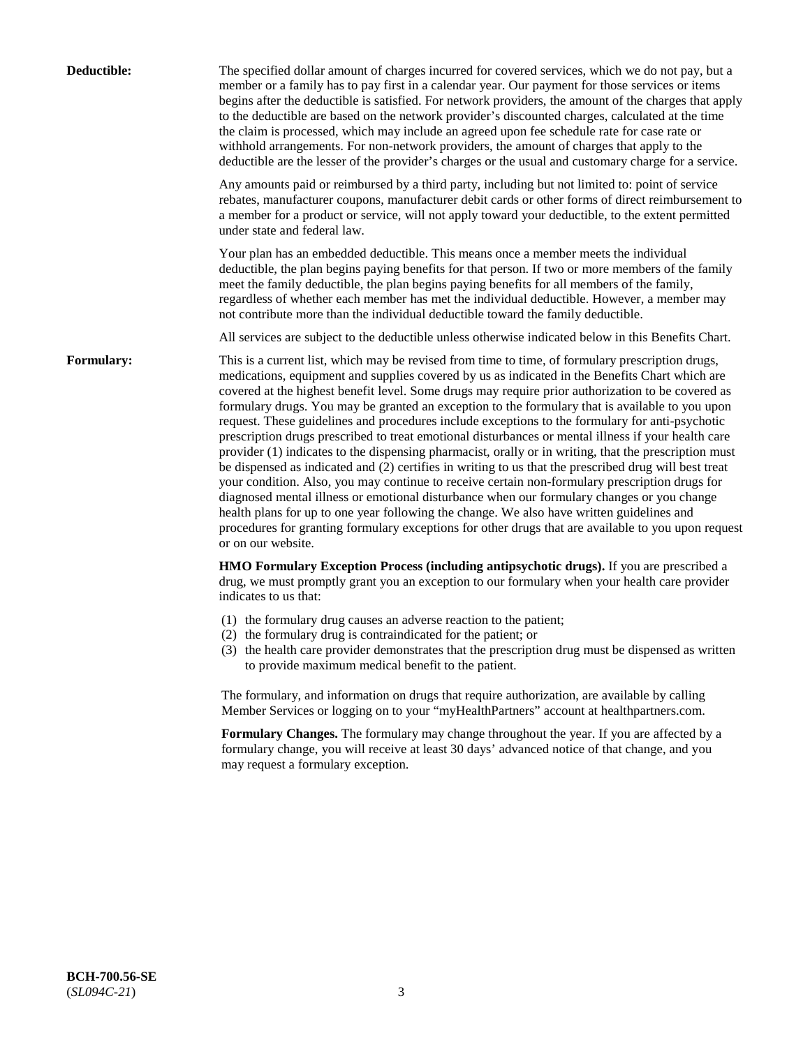**Deductible:** The specified dollar amount of charges incurred for covered services, which we do not pay, but a member or a family has to pay first in a calendar year. Our payment for those services or items begins after the deductible is satisfied. For network providers, the amount of the charges that apply to the deductible are based on the network provider's discounted charges, calculated at the time the claim is processed, which may include an agreed upon fee schedule rate for case rate or withhold arrangements. For non-network providers, the amount of charges that apply to the deductible are the lesser of the provider's charges or the usual and customary charge for a service.

Any amounts paid or reimbursed by a third party, including but not limited to: point of service rebates, manufacturer coupons, manufacturer debit cards or other forms of direct reimbursement to a member for a product or service, will not apply toward your deductible, to the extent permitted under state and federal law.

Your plan has an embedded deductible. This means once a member meets the individual deductible, the plan begins paying benefits for that person. If two or more members of the family meet the family deductible, the plan begins paying benefits for all members of the family, regardless of whether each member has met the individual deductible. However, a member may not contribute more than the individual deductible toward the family deductible.

All services are subject to the deductible unless otherwise indicated below in this Benefits Chart.

**Formulary:** This is a current list, which may be revised from time to time, of formulary prescription drugs, medications, equipment and supplies covered by us as indicated in the Benefits Chart which are covered at the highest benefit level. Some drugs may require prior authorization to be covered as formulary drugs. You may be granted an exception to the formulary that is available to you upon request. These guidelines and procedures include exceptions to the formulary for anti-psychotic prescription drugs prescribed to treat emotional disturbances or mental illness if your health care provider (1) indicates to the dispensing pharmacist, orally or in writing, that the prescription must be dispensed as indicated and (2) certifies in writing to us that the prescribed drug will best treat your condition. Also, you may continue to receive certain non-formulary prescription drugs for diagnosed mental illness or emotional disturbance when our formulary changes or you change health plans for up to one year following the change. We also have written guidelines and procedures for granting formulary exceptions for other drugs that are available to you upon request or on our website.

**HMO Formulary Exception Process (including antipsychotic drugs).** If you are prescribed a drug, we must promptly grant you an exception to our formulary when your health care provider indicates to us that:

(1) the formulary drug causes an adverse reaction to the patient;
(2) the formulary drug is contraindicated for the patient; or
(3) the health care provider demonstrates that the prescription drug must be dispensed as written to provide maximum medical benefit to the patient.

The formulary, and information on drugs that require authorization, are available by calling Member Services or logging on to your "myHealthPartners" account at healthpartners.com.

**Formulary Changes.** The formulary may change throughout the year. If you are affected by a formulary change, you will receive at least 30 days' advanced notice of that change, and you may request a formulary exception.

**BCH-700.56-SE**
(*SL094C-21*)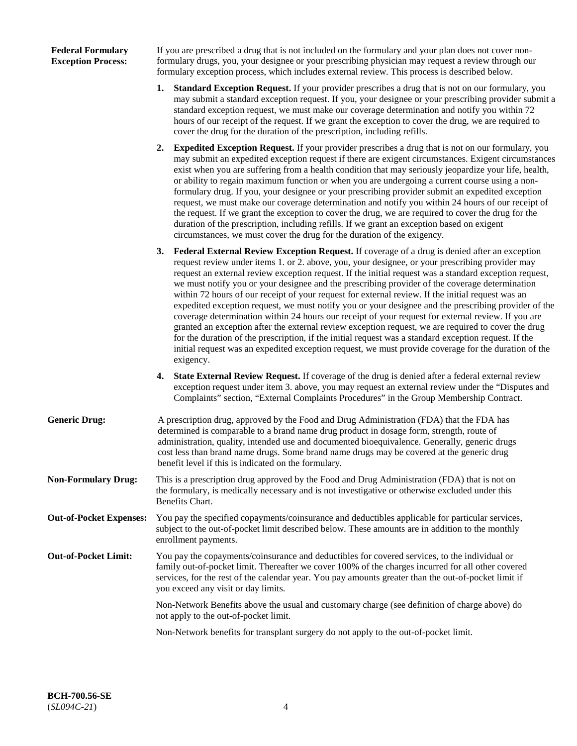**Federal Formulary Exception Process:**

If you are prescribed a drug that is not included on the formulary and your plan does not cover non-formulary drugs, you, your designee or your prescribing physician may request a review through our formulary exception process, which includes external review. This process is described below.

1. **Standard Exception Request.** If your provider prescribes a drug that is not on our formulary, you may submit a standard exception request. If you, your designee or your prescribing provider submit a standard exception request, we must make our coverage determination and notify you within 72 hours of our receipt of the request. If we grant the exception to cover the drug, we are required to cover the drug for the duration of the prescription, including refills.

2. **Expedited Exception Request.** If your provider prescribes a drug that is not on our formulary, you may submit an expedited exception request if there are exigent circumstances. Exigent circumstances exist when you are suffering from a health condition that may seriously jeopardize your life, health, or ability to regain maximum function or when you are undergoing a current course using a non-formulary drug. If you, your designee or your prescribing provider submit an expedited exception request, we must make our coverage determination and notify you within 24 hours of our receipt of the request. If we grant the exception to cover the drug, we are required to cover the drug for the duration of the prescription, including refills. If we grant an exception based on exigent circumstances, we must cover the drug for the duration of the exigency.

3. **Federal External Review Exception Request.** If coverage of a drug is denied after an exception request review under items 1. or 2. above, you, your designee, or your prescribing provider may request an external review exception request. If the initial request was a standard exception request, we must notify you or your designee and the prescribing provider of the coverage determination within 72 hours of our receipt of your request for external review. If the initial request was an expedited exception request, we must notify you or your designee and the prescribing provider of the coverage determination within 24 hours our receipt of your request for external review. If you are granted an exception after the external review exception request, we are required to cover the drug for the duration of the prescription, if the initial request was a standard exception request. If the initial request was an expedited exception request, we must provide coverage for the duration of the exigency.

4. **State External Review Request.** If coverage of the drug is denied after a federal external review exception request under item 3. above, you may request an external review under the "Disputes and Complaints" section, "External Complaints Procedures" in the Group Membership Contract.

**Generic Drug:**

A prescription drug, approved by the Food and Drug Administration (FDA) that the FDA has determined is comparable to a brand name drug product in dosage form, strength, route of administration, quality, intended use and documented bioequivalence. Generally, generic drugs cost less than brand name drugs. Some brand name drugs may be covered at the generic drug benefit level if this is indicated on the formulary.

**Non-Formulary Drug:**

This is a prescription drug approved by the Food and Drug Administration (FDA) that is not on the formulary, is medically necessary and is not investigative or otherwise excluded under this Benefits Chart.

**Out-of-Pocket Expenses:**

You pay the specified copayments/coinsurance and deductibles applicable for particular services, subject to the out-of-pocket limit described below. These amounts are in addition to the monthly enrollment payments.

**Out-of-Pocket Limit:**

You pay the copayments/coinsurance and deductibles for covered services, to the individual or family out-of-pocket limit. Thereafter we cover 100% of the charges incurred for all other covered services, for the rest of the calendar year. You pay amounts greater than the out-of-pocket limit if you exceed any visit or day limits.

Non-Network Benefits above the usual and customary charge (see definition of charge above) do not apply to the out-of-pocket limit.

Non-Network benefits for transplant surgery do not apply to the out-of-pocket limit.

**BCH-700.56-SE**
(*SL094C-21*)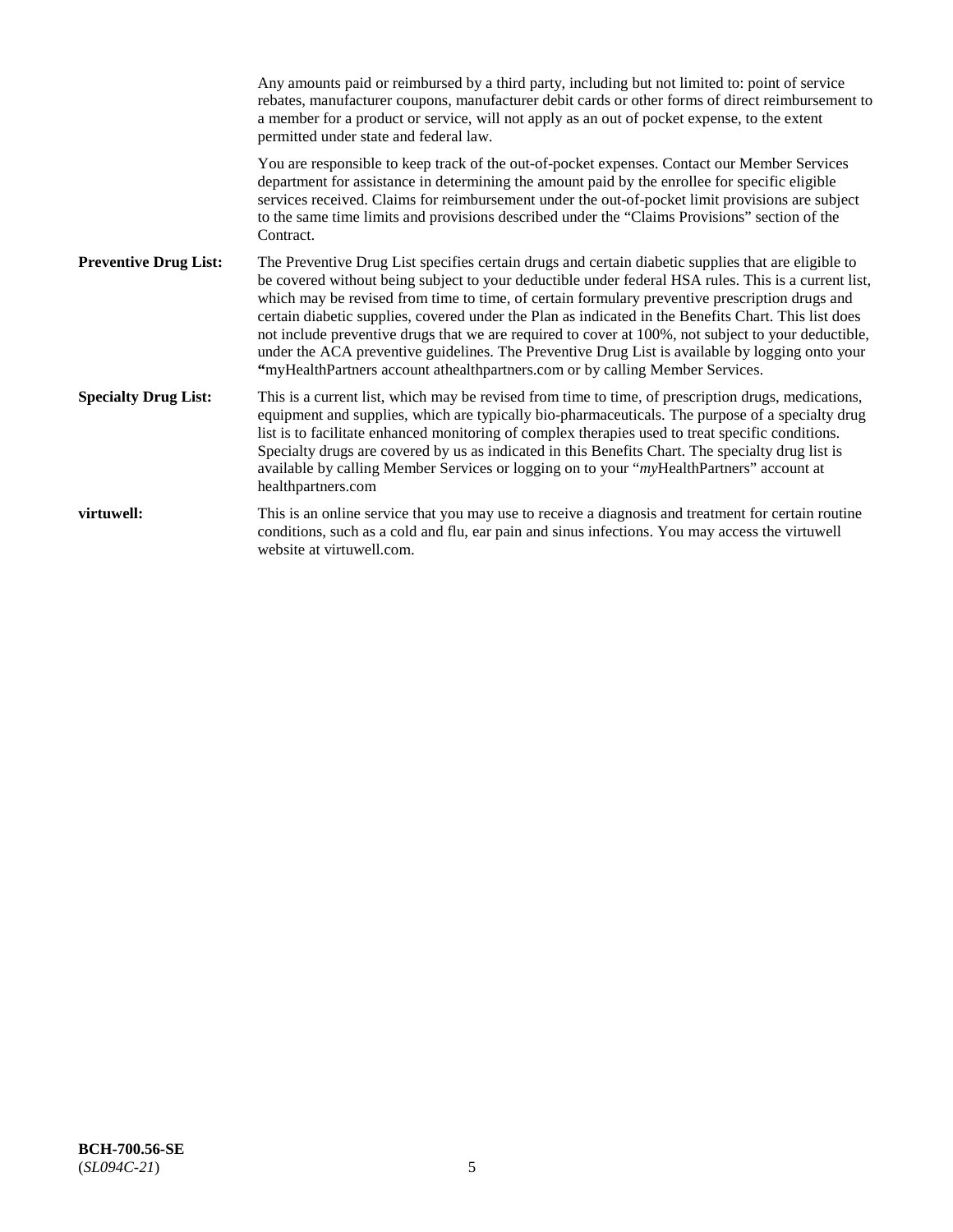Any amounts paid or reimbursed by a third party, including but not limited to: point of service rebates, manufacturer coupons, manufacturer debit cards or other forms of direct reimbursement to a member for a product or service, will not apply as an out of pocket expense, to the extent permitted under state and federal law.

You are responsible to keep track of the out-of-pocket expenses. Contact our Member Services department for assistance in determining the amount paid by the enrollee for specific eligible services received. Claims for reimbursement under the out-of-pocket limit provisions are subject to the same time limits and provisions described under the "Claims Provisions" section of the Contract.

**Preventive Drug List:** The Preventive Drug List specifies certain drugs and certain diabetic supplies that are eligible to be covered without being subject to your deductible under federal HSA rules. This is a current list, which may be revised from time to time, of certain formulary preventive prescription drugs and certain diabetic supplies, covered under the Plan as indicated in the Benefits Chart. This list does not include preventive drugs that we are required to cover at 100%, not subject to your deductible, under the ACA preventive guidelines. The Preventive Drug List is available by logging onto your **"**myHealthPartners account athealthpartners.com or by calling Member Services.

**Specialty Drug List:** This is a current list, which may be revised from time to time, of prescription drugs, medications, equipment and supplies, which are typically bio-pharmaceuticals. The purpose of a specialty drug list is to facilitate enhanced monitoring of complex therapies used to treat specific conditions. Specialty drugs are covered by us as indicated in this Benefits Chart. The specialty drug list is available by calling Member Services or logging on to your "*my*HealthPartners" account at healthpartners.com

**virtuwell:** This is an online service that you may use to receive a diagnosis and treatment for certain routine conditions, such as a cold and flu, ear pain and sinus infections. You may access the virtuwell website at virtuwell.com.

**BCH-700.56-SE**
(*SL094C-21*)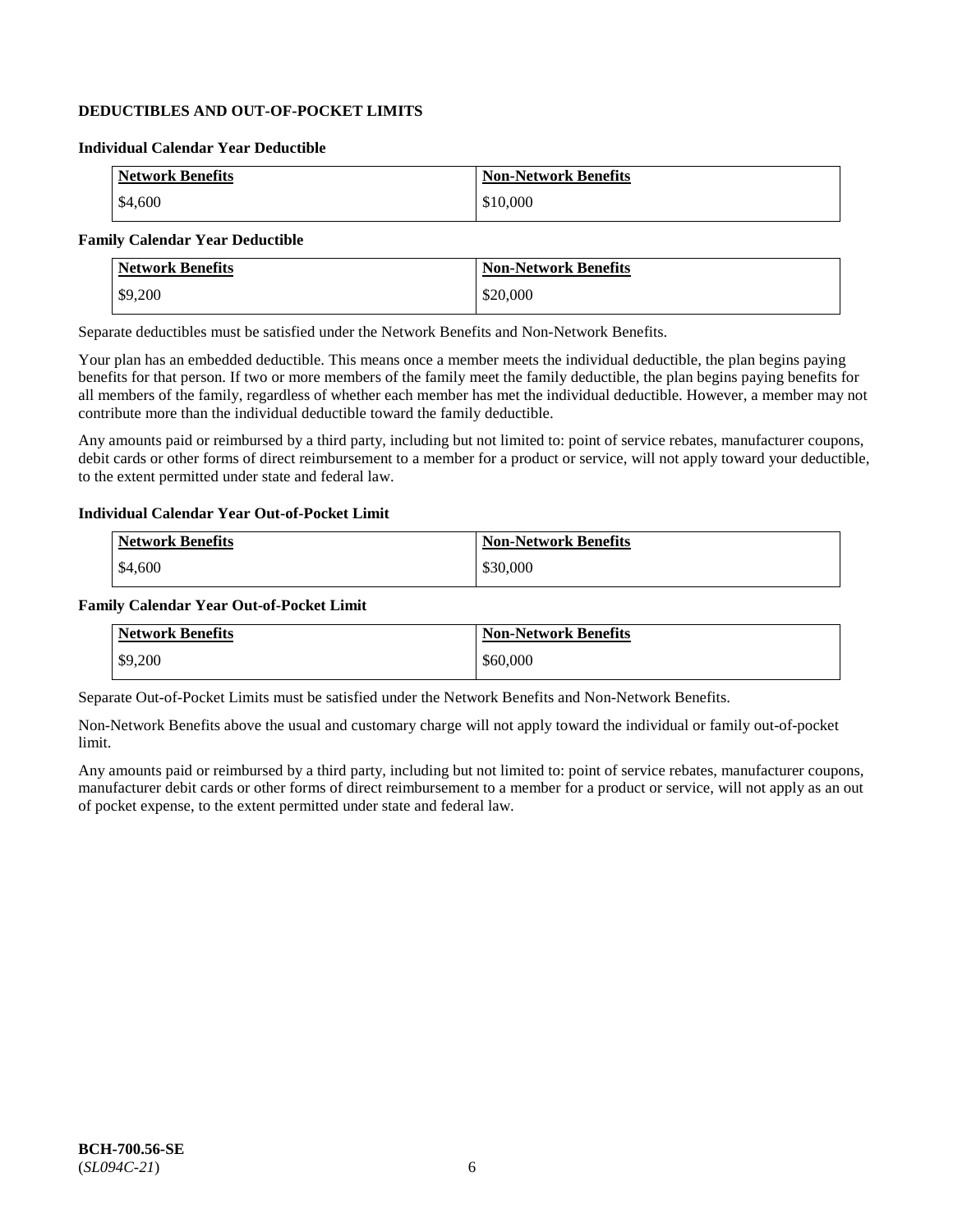## DEDUCTIBLES AND OUT-OF-POCKET LIMITS

### Individual Calendar Year Deductible

| Network Benefits | Non-Network Benefits |
|---|---|
| $4,600 | $10,000 |

### Family Calendar Year Deductible

| Network Benefits | Non-Network Benefits |
|---|---|
| $9,200 | $20,000 |

Separate deductibles must be satisfied under the Network Benefits and Non-Network Benefits.

Your plan has an embedded deductible. This means once a member meets the individual deductible, the plan begins paying benefits for that person. If two or more members of the family meet the family deductible, the plan begins paying benefits for all members of the family, regardless of whether each member has met the individual deductible. However, a member may not contribute more than the individual deductible toward the family deductible.

Any amounts paid or reimbursed by a third party, including but not limited to: point of service rebates, manufacturer coupons, debit cards or other forms of direct reimbursement to a member for a product or service, will not apply toward your deductible, to the extent permitted under state and federal law.

### Individual Calendar Year Out-of-Pocket Limit

| Network Benefits | Non-Network Benefits |
|---|---|
| $4,600 | $30,000 |

### Family Calendar Year Out-of-Pocket Limit

| Network Benefits | Non-Network Benefits |
|---|---|
| $9,200 | $60,000 |

Separate Out-of-Pocket Limits must be satisfied under the Network Benefits and Non-Network Benefits.

Non-Network Benefits above the usual and customary charge will not apply toward the individual or family out-of-pocket limit.

Any amounts paid or reimbursed by a third party, including but not limited to: point of service rebates, manufacturer coupons, manufacturer debit cards or other forms of direct reimbursement to a member for a product or service, will not apply as an out of pocket expense, to the extent permitted under state and federal law.

**BCH-700.56-SE**
(*SL094C-21*)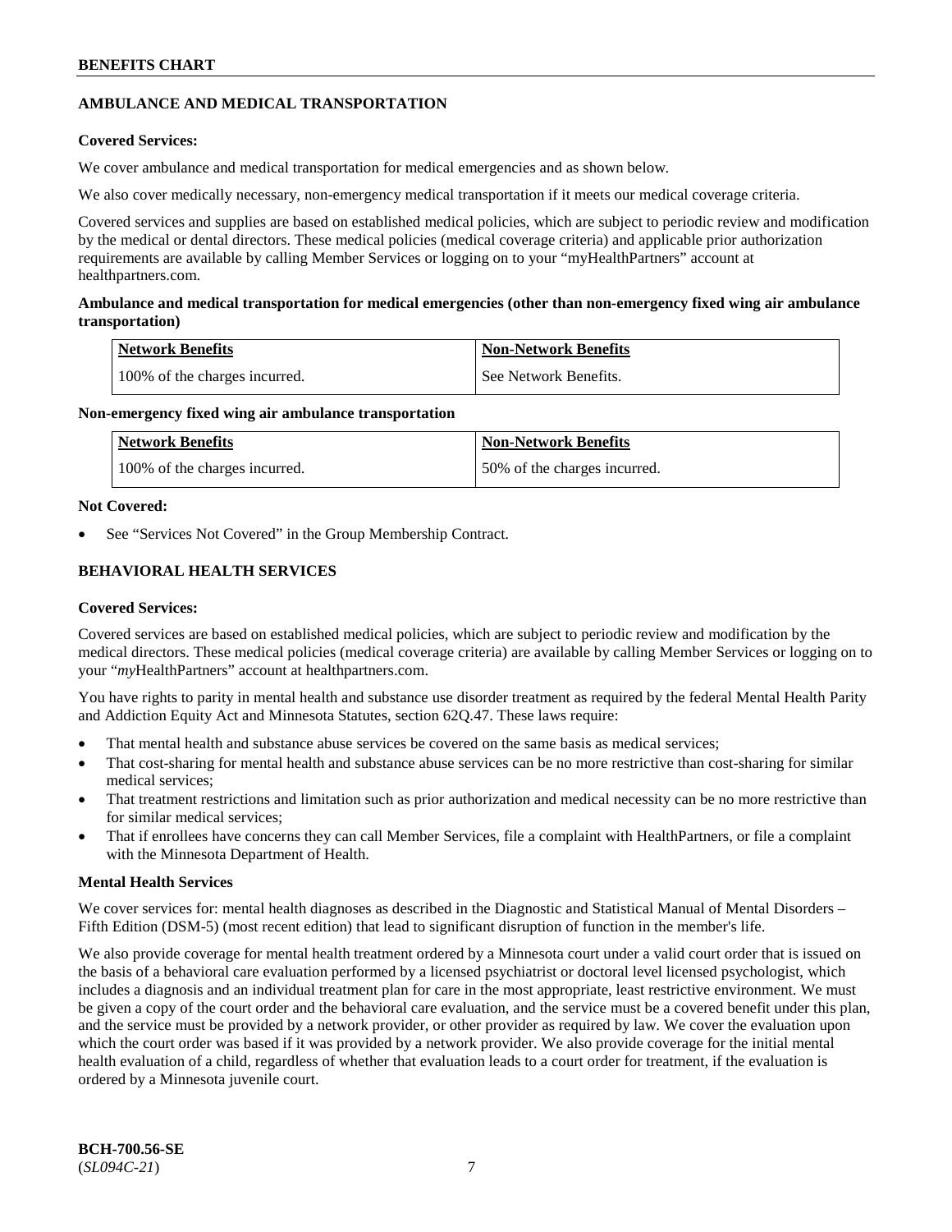## AMBULANCE AND MEDICAL TRANSPORTATION

**Covered Services:**

We cover ambulance and medical transportation for medical emergencies and as shown below.

We also cover medically necessary, non-emergency medical transportation if it meets our medical coverage criteria.

Covered services and supplies are based on established medical policies, which are subject to periodic review and modification by the medical or dental directors. These medical policies (medical coverage criteria) and applicable prior authorization requirements are available by calling Member Services or logging on to your "myHealthPartners" account at healthpartners.com.

**Ambulance and medical transportation for medical emergencies (other than non-emergency fixed wing air ambulance transportation)**

| Network Benefits | Non-Network Benefits |
|---|---|
| 100% of the charges incurred. | See Network Benefits. |

**Non-emergency fixed wing air ambulance transportation**

| Network Benefits | Non-Network Benefits |
|---|---|
| 100% of the charges incurred. | 50% of the charges incurred. |

**Not Covered:**

- See "Services Not Covered" in the Group Membership Contract.

## BEHAVIORAL HEALTH SERVICES

**Covered Services:**

Covered services are based on established medical policies, which are subject to periodic review and modification by the medical directors. These medical policies (medical coverage criteria) are available by calling Member Services or logging on to your "*my*HealthPartners" account at healthpartners.com.

You have rights to parity in mental health and substance use disorder treatment as required by the federal Mental Health Parity and Addiction Equity Act and Minnesota Statutes, section 62Q.47. These laws require:

- That mental health and substance abuse services be covered on the same basis as medical services;
- That cost-sharing for mental health and substance abuse services can be no more restrictive than cost-sharing for similar medical services;
- That treatment restrictions and limitation such as prior authorization and medical necessity can be no more restrictive than for similar medical services;
- That if enrollees have concerns they can call Member Services, file a complaint with HealthPartners, or file a complaint with the Minnesota Department of Health.

**Mental Health Services**

We cover services for: mental health diagnoses as described in the Diagnostic and Statistical Manual of Mental Disorders – Fifth Edition (DSM-5) (most recent edition) that lead to significant disruption of function in the member's life.

We also provide coverage for mental health treatment ordered by a Minnesota court under a valid court order that is issued on the basis of a behavioral care evaluation performed by a licensed psychiatrist or doctoral level licensed psychologist, which includes a diagnosis and an individual treatment plan for care in the most appropriate, least restrictive environment. We must be given a copy of the court order and the behavioral care evaluation, and the service must be a covered benefit under this plan, and the service must be provided by a network provider, or other provider as required by law. We cover the evaluation upon which the court order was based if it was provided by a network provider. We also provide coverage for the initial mental health evaluation of a child, regardless of whether that evaluation leads to a court order for treatment, if the evaluation is ordered by a Minnesota juvenile court.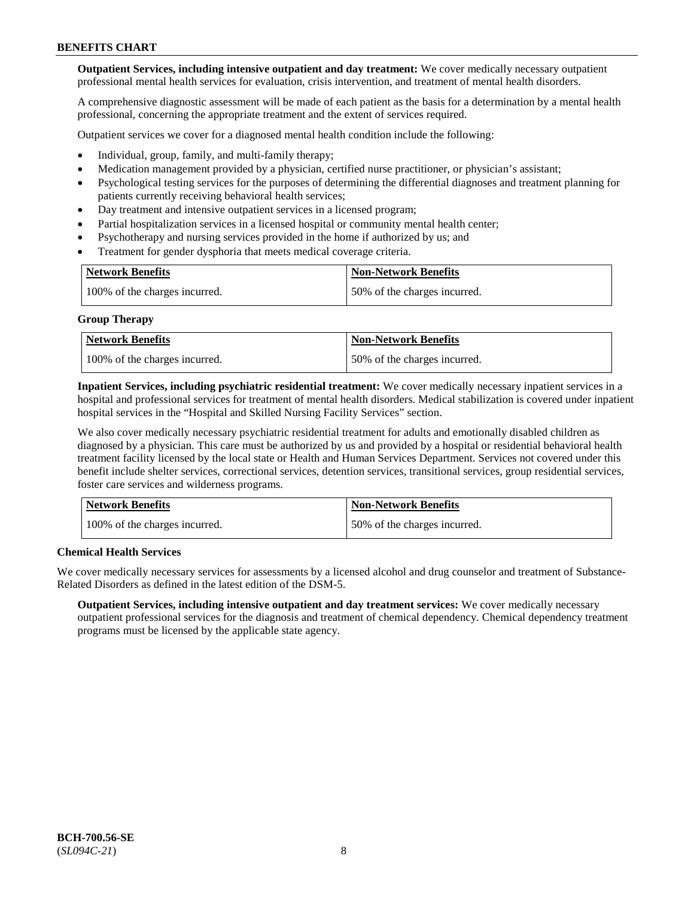**Outpatient Services, including intensive outpatient and day treatment:** We cover medically necessary outpatient professional mental health services for evaluation, crisis intervention, and treatment of mental health disorders.

A comprehensive diagnostic assessment will be made of each patient as the basis for a determination by a mental health professional, concerning the appropriate treatment and the extent of services required.

Outpatient services we cover for a diagnosed mental health condition include the following:

- Individual, group, family, and multi-family therapy;
- Medication management provided by a physician, certified nurse practitioner, or physician's assistant;
- Psychological testing services for the purposes of determining the differential diagnoses and treatment planning for patients currently receiving behavioral health services;
- Day treatment and intensive outpatient services in a licensed program;
- Partial hospitalization services in a licensed hospital or community mental health center;
- Psychotherapy and nursing services provided in the home if authorized by us; and
- Treatment for gender dysphoria that meets medical coverage criteria.

| Network Benefits | Non-Network Benefits |
|---|---|
| 100% of the charges incurred. | 50% of the charges incurred. |

**Group Therapy**

| Network Benefits | Non-Network Benefits |
|---|---|
| 100% of the charges incurred. | 50% of the charges incurred. |

**Inpatient Services, including psychiatric residential treatment:** We cover medically necessary inpatient services in a hospital and professional services for treatment of mental health disorders. Medical stabilization is covered under inpatient hospital services in the "Hospital and Skilled Nursing Facility Services" section.

We also cover medically necessary psychiatric residential treatment for adults and emotionally disabled children as diagnosed by a physician. This care must be authorized by us and provided by a hospital or residential behavioral health treatment facility licensed by the local state or Health and Human Services Department. Services not covered under this benefit include shelter services, correctional services, detention services, transitional services, group residential services, foster care services and wilderness programs.

| Network Benefits | Non-Network Benefits |
|---|---|
| 100% of the charges incurred. | 50% of the charges incurred. |

**Chemical Health Services**

We cover medically necessary services for assessments by a licensed alcohol and drug counselor and treatment of Substance-Related Disorders as defined in the latest edition of the DSM-5.

**Outpatient Services, including intensive outpatient and day treatment services:** We cover medically necessary outpatient professional services for the diagnosis and treatment of chemical dependency. Chemical dependency treatment programs must be licensed by the applicable state agency.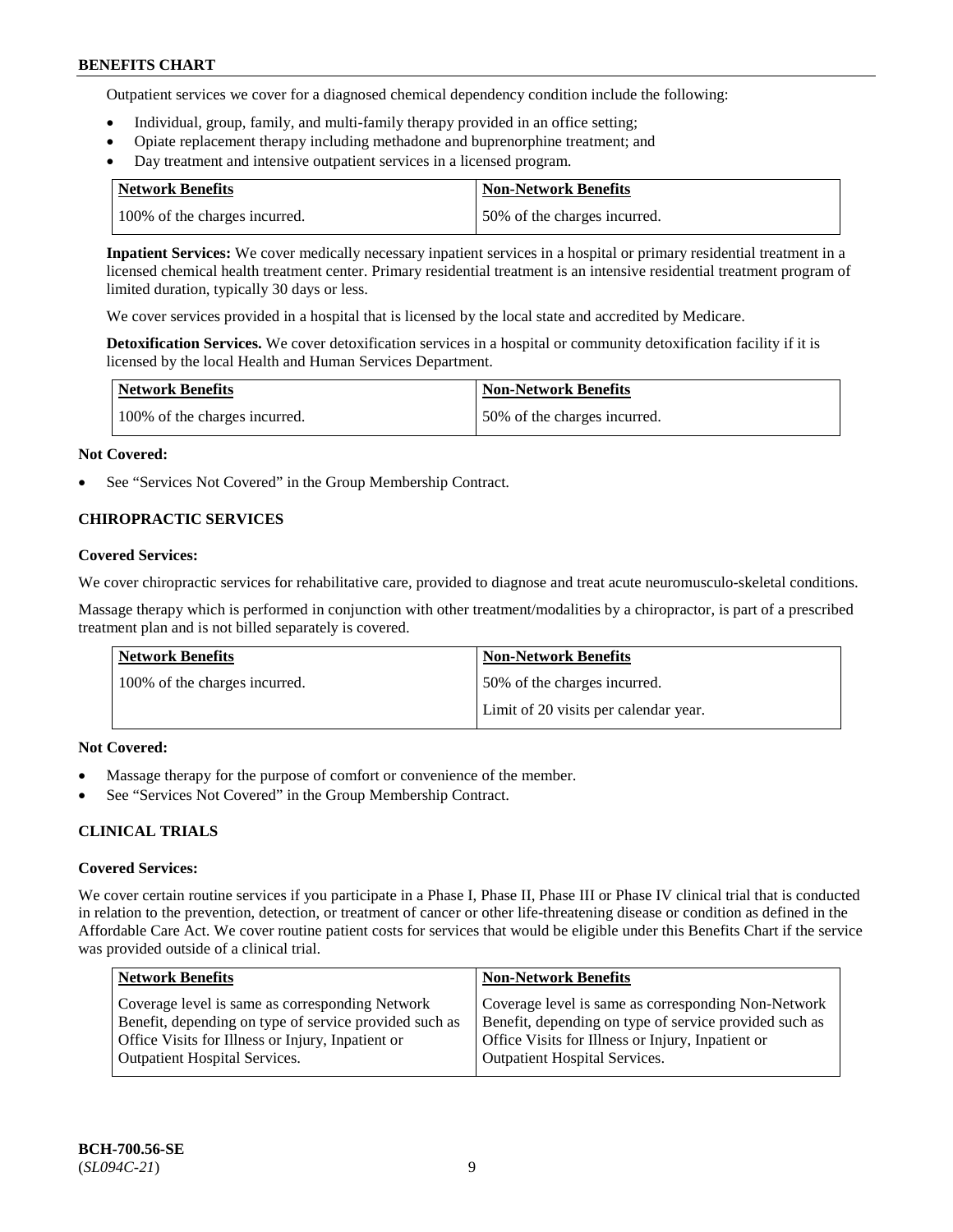Outpatient services we cover for a diagnosed chemical dependency condition include the following:

- Individual, group, family, and multi-family therapy provided in an office setting;
- Opiate replacement therapy including methadone and buprenorphine treatment; and
- Day treatment and intensive outpatient services in a licensed program.

| Network Benefits | Non-Network Benefits |
|---|---|
| 100% of the charges incurred. | 50% of the charges incurred. |

**Inpatient Services:** We cover medically necessary inpatient services in a hospital or primary residential treatment in a licensed chemical health treatment center. Primary residential treatment is an intensive residential treatment program of limited duration, typically 30 days or less.

We cover services provided in a hospital that is licensed by the local state and accredited by Medicare.

**Detoxification Services.** We cover detoxification services in a hospital or community detoxification facility if it is licensed by the local Health and Human Services Department.

| Network Benefits | Non-Network Benefits |
|---|---|
| 100% of the charges incurred. | 50% of the charges incurred. |

**Not Covered:**

- See "Services Not Covered" in the Group Membership Contract.

## CHIROPRACTIC SERVICES

**Covered Services:**

We cover chiropractic services for rehabilitative care, provided to diagnose and treat acute neuromusculo-skeletal conditions.

Massage therapy which is performed in conjunction with other treatment/modalities by a chiropractor, is part of a prescribed treatment plan and is not billed separately is covered.

| Network Benefits | Non-Network Benefits |
|---|---|
| 100% of the charges incurred. | 50% of the charges incurred.<br>Limit of 20 visits per calendar year. |

**Not Covered:**

- Massage therapy for the purpose of comfort or convenience of the member.
- See "Services Not Covered" in the Group Membership Contract.

## CLINICAL TRIALS

**Covered Services:**

We cover certain routine services if you participate in a Phase I, Phase II, Phase III or Phase IV clinical trial that is conducted in relation to the prevention, detection, or treatment of cancer or other life-threatening disease or condition as defined in the Affordable Care Act. We cover routine patient costs for services that would be eligible under this Benefits Chart if the service was provided outside of a clinical trial.

| Network Benefits | Non-Network Benefits |
|---|---|
| Coverage level is same as corresponding Network Benefit, depending on type of service provided such as Office Visits for Illness or Injury, Inpatient or Outpatient Hospital Services. | Coverage level is same as corresponding Non-Network Benefit, depending on type of service provided such as Office Visits for Illness or Injury, Inpatient or Outpatient Hospital Services. |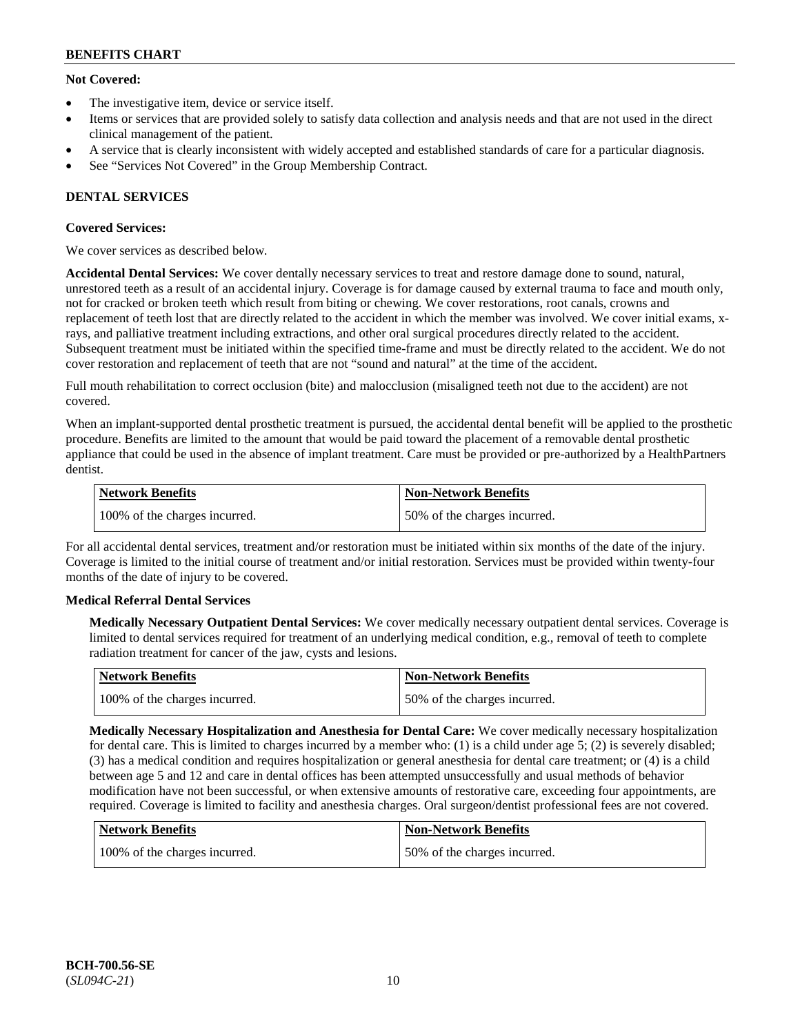**Not Covered:**

- The investigative item, device or service itself.
- Items or services that are provided solely to satisfy data collection and analysis needs and that are not used in the direct clinical management of the patient.
- A service that is clearly inconsistent with widely accepted and established standards of care for a particular diagnosis.
- See "Services Not Covered" in the Group Membership Contract.

## DENTAL SERVICES

**Covered Services:**

We cover services as described below.

**Accidental Dental Services:** We cover dentally necessary services to treat and restore damage done to sound, natural, unrestored teeth as a result of an accidental injury. Coverage is for damage caused by external trauma to face and mouth only, not for cracked or broken teeth which result from biting or chewing. We cover restorations, root canals, crowns and replacement of teeth lost that are directly related to the accident in which the member was involved. We cover initial exams, x-rays, and palliative treatment including extractions, and other oral surgical procedures directly related to the accident. Subsequent treatment must be initiated within the specified time-frame and must be directly related to the accident. We do not cover restoration and replacement of teeth that are not "sound and natural" at the time of the accident.

Full mouth rehabilitation to correct occlusion (bite) and malocclusion (misaligned teeth not due to the accident) are not covered.

When an implant-supported dental prosthetic treatment is pursued, the accidental dental benefit will be applied to the prosthetic procedure. Benefits are limited to the amount that would be paid toward the placement of a removable dental prosthetic appliance that could be used in the absence of implant treatment. Care must be provided or pre-authorized by a HealthPartners dentist.

| Network Benefits | Non-Network Benefits |
| --- | --- |
| 100% of the charges incurred. | 50% of the charges incurred. |

For all accidental dental services, treatment and/or restoration must be initiated within six months of the date of the injury. Coverage is limited to the initial course of treatment and/or initial restoration. Services must be provided within twenty-four months of the date of injury to be covered.

**Medical Referral Dental Services**

**Medically Necessary Outpatient Dental Services:** We cover medically necessary outpatient dental services. Coverage is limited to dental services required for treatment of an underlying medical condition, e.g., removal of teeth to complete radiation treatment for cancer of the jaw, cysts and lesions.

| Network Benefits | Non-Network Benefits |
| --- | --- |
| 100% of the charges incurred. | 50% of the charges incurred. |

**Medically Necessary Hospitalization and Anesthesia for Dental Care:** We cover medically necessary hospitalization for dental care. This is limited to charges incurred by a member who: (1) is a child under age 5; (2) is severely disabled; (3) has a medical condition and requires hospitalization or general anesthesia for dental care treatment; or (4) is a child between age 5 and 12 and care in dental offices has been attempted unsuccessfully and usual methods of behavior modification have not been successful, or when extensive amounts of restorative care, exceeding four appointments, are required. Coverage is limited to facility and anesthesia charges. Oral surgeon/dentist professional fees are not covered.

| Network Benefits | Non-Network Benefits |
| --- | --- |
| 100% of the charges incurred. | 50% of the charges incurred. |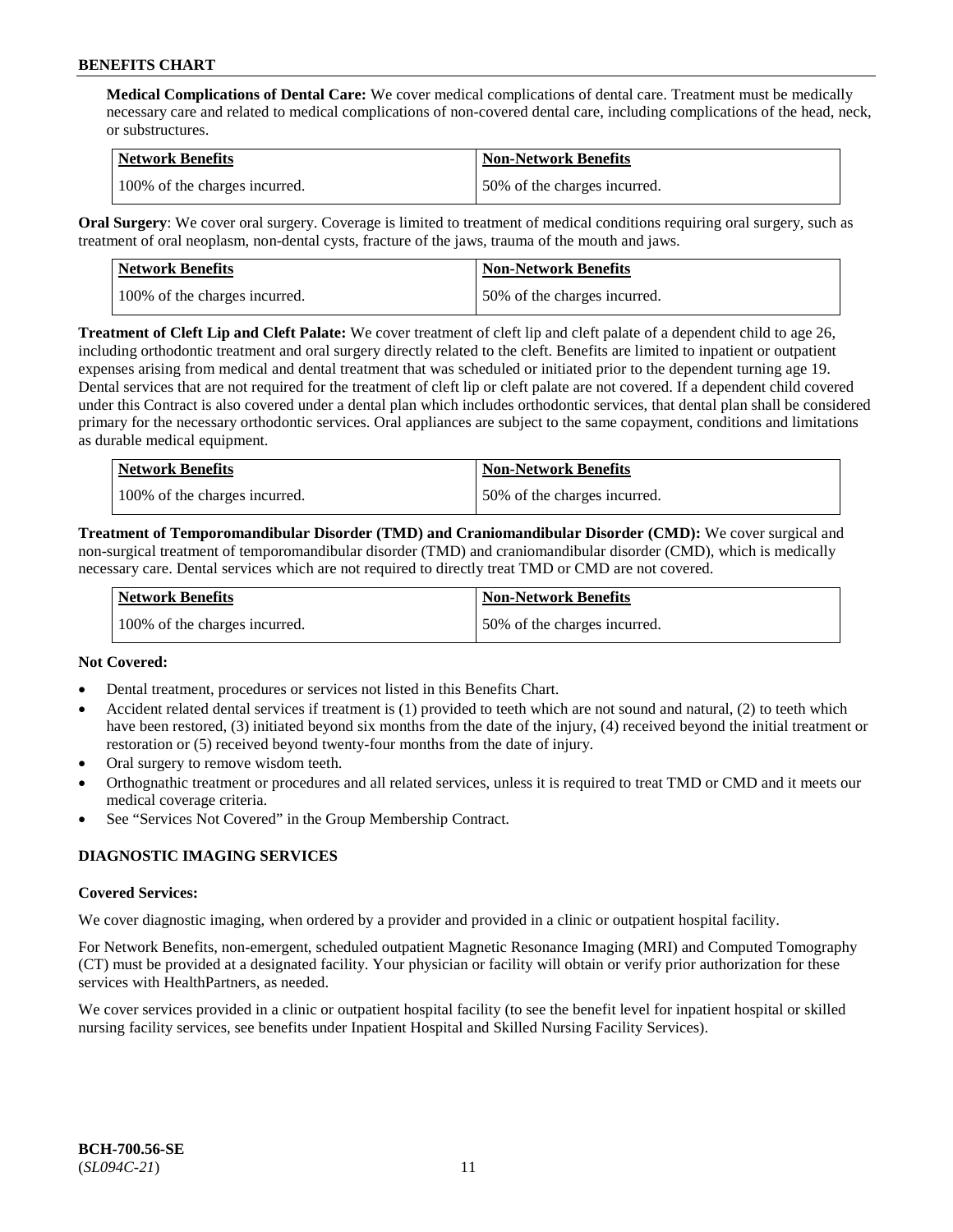**Medical Complications of Dental Care:** We cover medical complications of dental care. Treatment must be medically necessary care and related to medical complications of non-covered dental care, including complications of the head, neck, or substructures.

| Network Benefits | Non-Network Benefits |
| --- | --- |
| 100% of the charges incurred. | 50% of the charges incurred. |

**Oral Surgery**: We cover oral surgery. Coverage is limited to treatment of medical conditions requiring oral surgery, such as treatment of oral neoplasm, non-dental cysts, fracture of the jaws, trauma of the mouth and jaws.

| Network Benefits | Non-Network Benefits |
| --- | --- |
| 100% of the charges incurred. | 50% of the charges incurred. |

**Treatment of Cleft Lip and Cleft Palate:** We cover treatment of cleft lip and cleft palate of a dependent child to age 26, including orthodontic treatment and oral surgery directly related to the cleft. Benefits are limited to inpatient or outpatient expenses arising from medical and dental treatment that was scheduled or initiated prior to the dependent turning age 19. Dental services that are not required for the treatment of cleft lip or cleft palate are not covered. If a dependent child covered under this Contract is also covered under a dental plan which includes orthodontic services, that dental plan shall be considered primary for the necessary orthodontic services. Oral appliances are subject to the same copayment, conditions and limitations as durable medical equipment.

| Network Benefits | Non-Network Benefits |
| --- | --- |
| 100% of the charges incurred. | 50% of the charges incurred. |

**Treatment of Temporomandibular Disorder (TMD) and Craniomandibular Disorder (CMD):** We cover surgical and non-surgical treatment of temporomandibular disorder (TMD) and craniomandibular disorder (CMD), which is medically necessary care. Dental services which are not required to directly treat TMD or CMD are not covered.

| Network Benefits | Non-Network Benefits |
| --- | --- |
| 100% of the charges incurred. | 50% of the charges incurred. |

**Not Covered:**

- Dental treatment, procedures or services not listed in this Benefits Chart.
- Accident related dental services if treatment is (1) provided to teeth which are not sound and natural, (2) to teeth which have been restored, (3) initiated beyond six months from the date of the injury, (4) received beyond the initial treatment or restoration or (5) received beyond twenty-four months from the date of injury.
- Oral surgery to remove wisdom teeth.
- Orthognathic treatment or procedures and all related services, unless it is required to treat TMD or CMD and it meets our medical coverage criteria.
- See "Services Not Covered" in the Group Membership Contract.

## DIAGNOSTIC IMAGING SERVICES

**Covered Services:**

We cover diagnostic imaging, when ordered by a provider and provided in a clinic or outpatient hospital facility.

For Network Benefits, non-emergent, scheduled outpatient Magnetic Resonance Imaging (MRI) and Computed Tomography (CT) must be provided at a designated facility. Your physician or facility will obtain or verify prior authorization for these services with HealthPartners, as needed.

We cover services provided in a clinic or outpatient hospital facility (to see the benefit level for inpatient hospital or skilled nursing facility services, see benefits under Inpatient Hospital and Skilled Nursing Facility Services).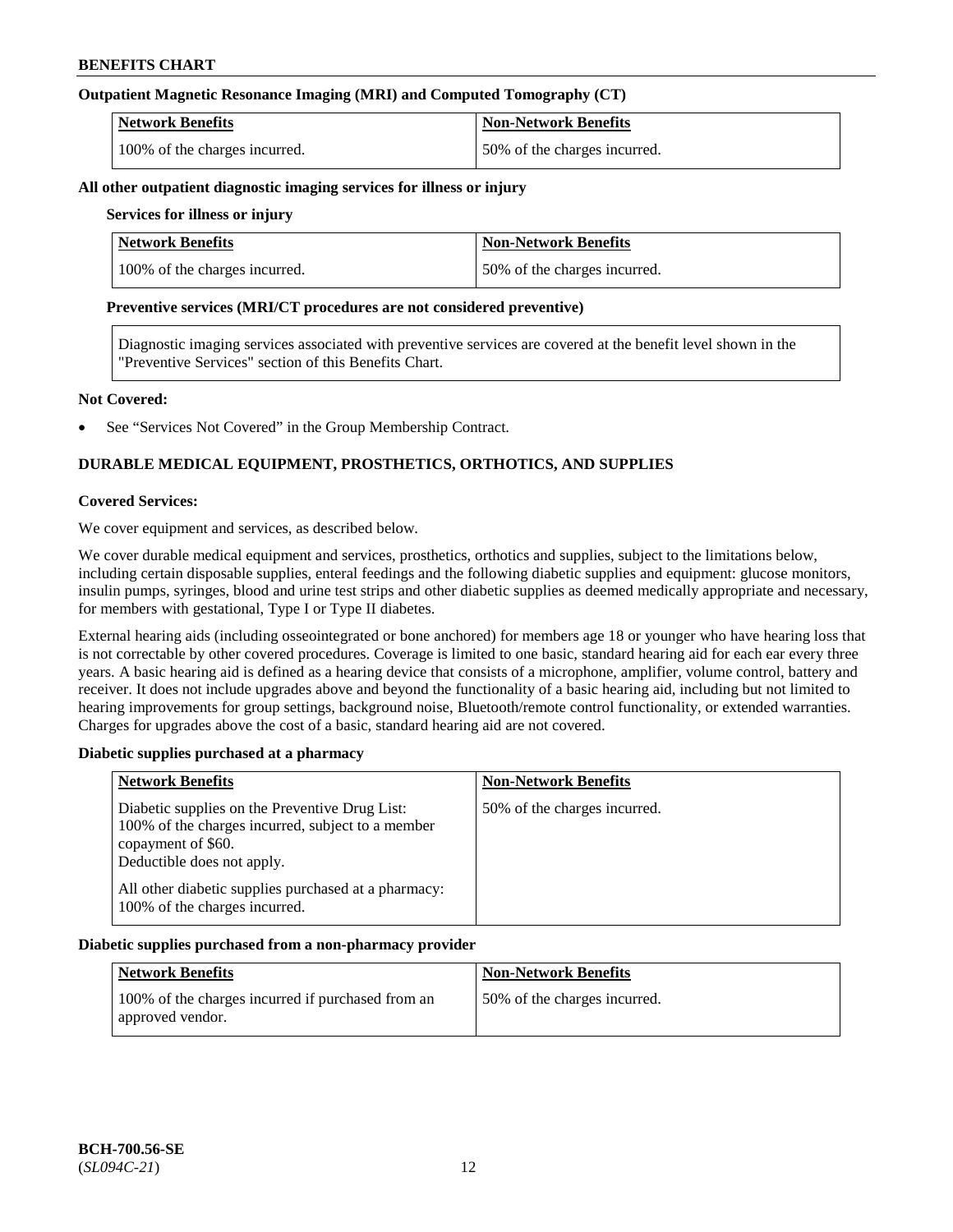### Outpatient Magnetic Resonance Imaging (MRI) and Computed Tomography (CT)

| Network Benefits | Non-Network Benefits |
|---|---|
| 100% of the charges incurred. | 50% of the charges incurred. |

**All other outpatient diagnostic imaging services for illness or injury**

**Services for illness or injury**

| Network Benefits | Non-Network Benefits |
|---|---|
| 100% of the charges incurred. | 50% of the charges incurred. |

**Preventive services (MRI/CT procedures are not considered preventive)**

Diagnostic imaging services associated with preventive services are covered at the benefit level shown in the "Preventive Services" section of this Benefits Chart.

**Not Covered:**

- See "Services Not Covered" in the Group Membership Contract.

## DURABLE MEDICAL EQUIPMENT, PROSTHETICS, ORTHOTICS, AND SUPPLIES

**Covered Services:**

We cover equipment and services, as described below.

We cover durable medical equipment and services, prosthetics, orthotics and supplies, subject to the limitations below, including certain disposable supplies, enteral feedings and the following diabetic supplies and equipment: glucose monitors, insulin pumps, syringes, blood and urine test strips and other diabetic supplies as deemed medically appropriate and necessary, for members with gestational, Type I or Type II diabetes.

External hearing aids (including osseointegrated or bone anchored) for members age 18 or younger who have hearing loss that is not correctable by other covered procedures. Coverage is limited to one basic, standard hearing aid for each ear every three years. A basic hearing aid is defined as a hearing device that consists of a microphone, amplifier, volume control, battery and receiver. It does not include upgrades above and beyond the functionality of a basic hearing aid, including but not limited to hearing improvements for group settings, background noise, Bluetooth/remote control functionality, or extended warranties. Charges for upgrades above the cost of a basic, standard hearing aid are not covered.

**Diabetic supplies purchased at a pharmacy**

| Network Benefits | Non-Network Benefits |
|---|---|
| Diabetic supplies on the Preventive Drug List: 100% of the charges incurred, subject to a member copayment of $60. Deductible does not apply.<br><br>All other diabetic supplies purchased at a pharmacy: 100% of the charges incurred. | 50% of the charges incurred. |

**Diabetic supplies purchased from a non-pharmacy provider**

| Network Benefits | Non-Network Benefits |
|---|---|
| 100% of the charges incurred if purchased from an approved vendor. | 50% of the charges incurred. |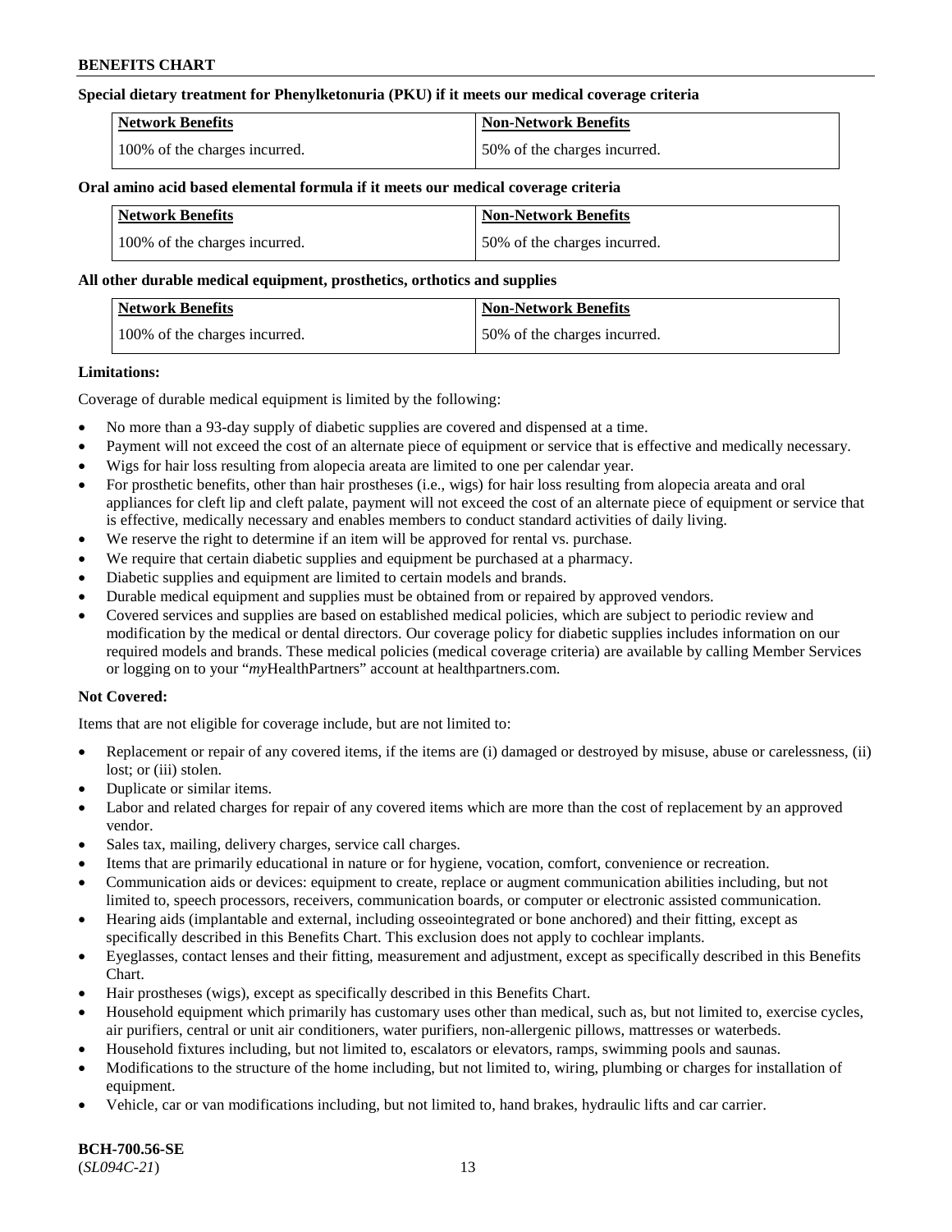**Special dietary treatment for Phenylketonuria (PKU) if it meets our medical coverage criteria**

| Network Benefits | Non-Network Benefits |
|---|---|
| 100% of the charges incurred. | 50% of the charges incurred. |

**Oral amino acid based elemental formula if it meets our medical coverage criteria**

| Network Benefits | Non-Network Benefits |
|---|---|
| 100% of the charges incurred. | 50% of the charges incurred. |

**All other durable medical equipment, prosthetics, orthotics and supplies**

| Network Benefits | Non-Network Benefits |
|---|---|
| 100% of the charges incurred. | 50% of the charges incurred. |

**Limitations:**

Coverage of durable medical equipment is limited by the following:

- No more than a 93-day supply of diabetic supplies are covered and dispensed at a time.
- Payment will not exceed the cost of an alternate piece of equipment or service that is effective and medically necessary.
- Wigs for hair loss resulting from alopecia areata are limited to one per calendar year.
- For prosthetic benefits, other than hair prostheses (i.e., wigs) for hair loss resulting from alopecia areata and oral appliances for cleft lip and cleft palate, payment will not exceed the cost of an alternate piece of equipment or service that is effective, medically necessary and enables members to conduct standard activities of daily living.
- We reserve the right to determine if an item will be approved for rental vs. purchase.
- We require that certain diabetic supplies and equipment be purchased at a pharmacy.
- Diabetic supplies and equipment are limited to certain models and brands.
- Durable medical equipment and supplies must be obtained from or repaired by approved vendors.
- Covered services and supplies are based on established medical policies, which are subject to periodic review and modification by the medical or dental directors. Our coverage policy for diabetic supplies includes information on our required models and brands. These medical policies (medical coverage criteria) are available by calling Member Services or logging on to your "*my*HealthPartners" account at healthpartners.com.

**Not Covered:**

Items that are not eligible for coverage include, but are not limited to:

- Replacement or repair of any covered items, if the items are (i) damaged or destroyed by misuse, abuse or carelessness, (ii) lost; or (iii) stolen.
- Duplicate or similar items.
- Labor and related charges for repair of any covered items which are more than the cost of replacement by an approved vendor.
- Sales tax, mailing, delivery charges, service call charges.
- Items that are primarily educational in nature or for hygiene, vocation, comfort, convenience or recreation.
- Communication aids or devices: equipment to create, replace or augment communication abilities including, but not limited to, speech processors, receivers, communication boards, or computer or electronic assisted communication.
- Hearing aids (implantable and external, including osseointegrated or bone anchored) and their fitting, except as specifically described in this Benefits Chart. This exclusion does not apply to cochlear implants.
- Eyeglasses, contact lenses and their fitting, measurement and adjustment, except as specifically described in this Benefits Chart.
- Hair prostheses (wigs), except as specifically described in this Benefits Chart.
- Household equipment which primarily has customary uses other than medical, such as, but not limited to, exercise cycles, air purifiers, central or unit air conditioners, water purifiers, non-allergenic pillows, mattresses or waterbeds.
- Household fixtures including, but not limited to, escalators or elevators, ramps, swimming pools and saunas.
- Modifications to the structure of the home including, but not limited to, wiring, plumbing or charges for installation of equipment.
- Vehicle, car or van modifications including, but not limited to, hand brakes, hydraulic lifts and car carrier.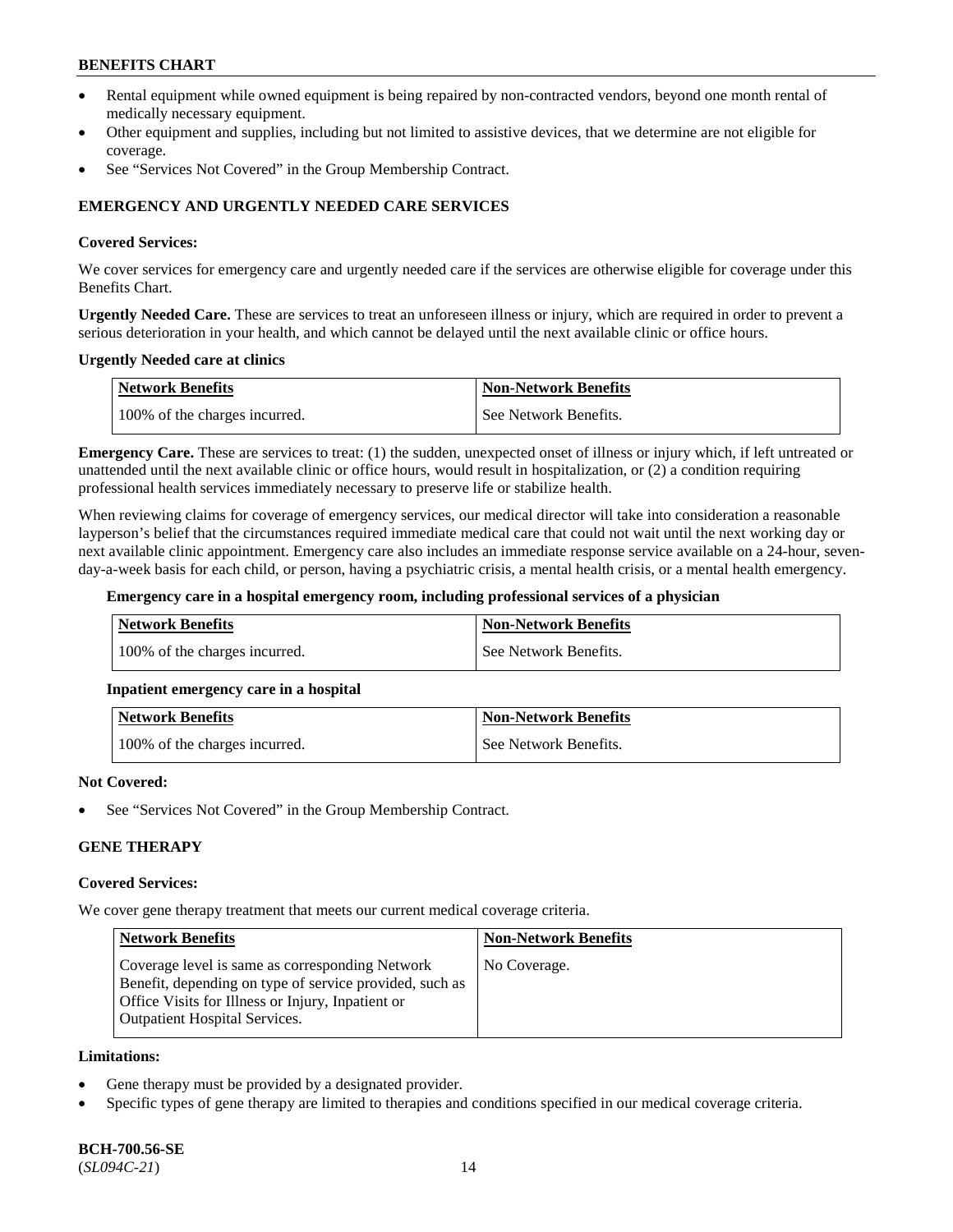- Rental equipment while owned equipment is being repaired by non-contracted vendors, beyond one month rental of medically necessary equipment.
- Other equipment and supplies, including but not limited to assistive devices, that we determine are not eligible for coverage.
- See "Services Not Covered" in the Group Membership Contract.

## EMERGENCY AND URGENTLY NEEDED CARE SERVICES

**Covered Services:**

We cover services for emergency care and urgently needed care if the services are otherwise eligible for coverage under this Benefits Chart.

**Urgently Needed Care.** These are services to treat an unforeseen illness or injury, which are required in order to prevent a serious deterioration in your health, and which cannot be delayed until the next available clinic or office hours.

**Urgently Needed care at clinics**

| Network Benefits | Non-Network Benefits |
|---|---|
| 100% of the charges incurred. | See Network Benefits. |

**Emergency Care.** These are services to treat: (1) the sudden, unexpected onset of illness or injury which, if left untreated or unattended until the next available clinic or office hours, would result in hospitalization, or (2) a condition requiring professional health services immediately necessary to preserve life or stabilize health.

When reviewing claims for coverage of emergency services, our medical director will take into consideration a reasonable layperson's belief that the circumstances required immediate medical care that could not wait until the next working day or next available clinic appointment. Emergency care also includes an immediate response service available on a 24-hour, seven-day-a-week basis for each child, or person, having a psychiatric crisis, a mental health crisis, or a mental health emergency.

**Emergency care in a hospital emergency room, including professional services of a physician**

| Network Benefits | Non-Network Benefits |
|---|---|
| 100% of the charges incurred. | See Network Benefits. |

**Inpatient emergency care in a hospital**

| Network Benefits | Non-Network Benefits |
|---|---|
| 100% of the charges incurred. | See Network Benefits. |

**Not Covered:**

- See "Services Not Covered" in the Group Membership Contract.

## GENE THERAPY

**Covered Services:**

We cover gene therapy treatment that meets our current medical coverage criteria.

| Network Benefits | Non-Network Benefits |
|---|---|
| Coverage level is same as corresponding Network Benefit, depending on type of service provided, such as Office Visits for Illness or Injury, Inpatient or Outpatient Hospital Services. | No Coverage. |

**Limitations:**

- Gene therapy must be provided by a designated provider.
- Specific types of gene therapy are limited to therapies and conditions specified in our medical coverage criteria.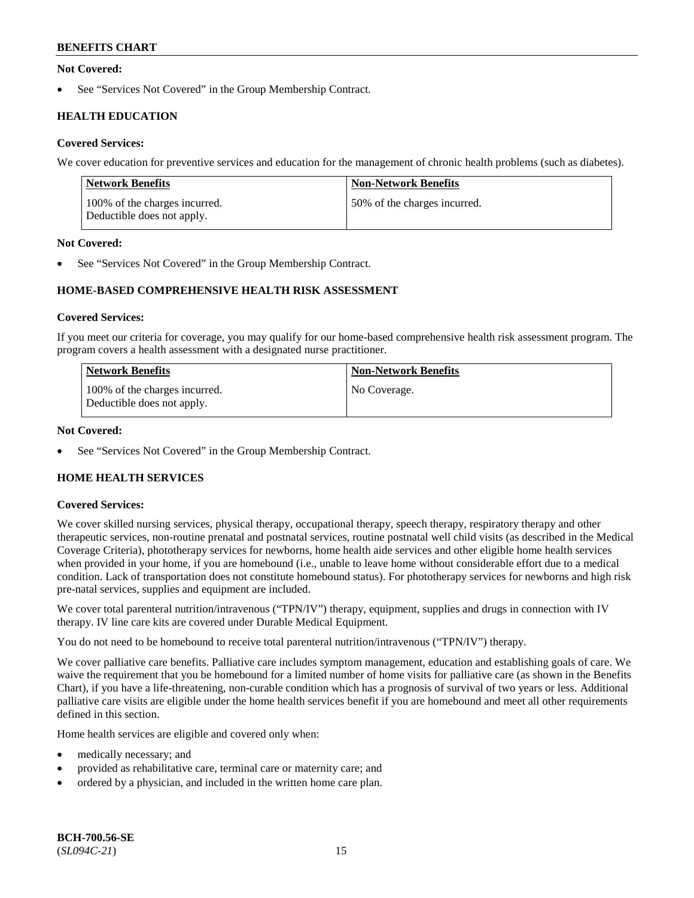**Not Covered:**

- See "Services Not Covered" in the Group Membership Contract.

**HEALTH EDUCATION**

**Covered Services:**

We cover education for preventive services and education for the management of chronic health problems (such as diabetes).

| Network Benefits | Non-Network Benefits |
| --- | --- |
| 100% of the charges incurred. Deductible does not apply. | 50% of the charges incurred. |

**Not Covered:**

- See "Services Not Covered" in the Group Membership Contract.

**HOME-BASED COMPREHENSIVE HEALTH RISK ASSESSMENT**

**Covered Services:**

If you meet our criteria for coverage, you may qualify for our home-based comprehensive health risk assessment program. The program covers a health assessment with a designated nurse practitioner.

| Network Benefits | Non-Network Benefits |
| --- | --- |
| 100% of the charges incurred. Deductible does not apply. | No Coverage. |

**Not Covered:**

- See "Services Not Covered" in the Group Membership Contract.

**HOME HEALTH SERVICES**

**Covered Services:**

We cover skilled nursing services, physical therapy, occupational therapy, speech therapy, respiratory therapy and other therapeutic services, non-routine prenatal and postnatal services, routine postnatal well child visits (as described in the Medical Coverage Criteria), phototherapy services for newborns, home health aide services and other eligible home health services when provided in your home, if you are homebound (i.e., unable to leave home without considerable effort due to a medical condition. Lack of transportation does not constitute homebound status). For phototherapy services for newborns and high risk pre-natal services, supplies and equipment are included.

We cover total parenteral nutrition/intravenous ("TPN/IV") therapy, equipment, supplies and drugs in connection with IV therapy. IV line care kits are covered under Durable Medical Equipment.

You do not need to be homebound to receive total parenteral nutrition/intravenous ("TPN/IV") therapy.

We cover palliative care benefits. Palliative care includes symptom management, education and establishing goals of care. We waive the requirement that you be homebound for a limited number of home visits for palliative care (as shown in the Benefits Chart), if you have a life-threatening, non-curable condition which has a prognosis of survival of two years or less. Additional palliative care visits are eligible under the home health services benefit if you are homebound and meet all other requirements defined in this section.

Home health services are eligible and covered only when:

- medically necessary; and
- provided as rehabilitative care, terminal care or maternity care; and
- ordered by a physician, and included in the written home care plan.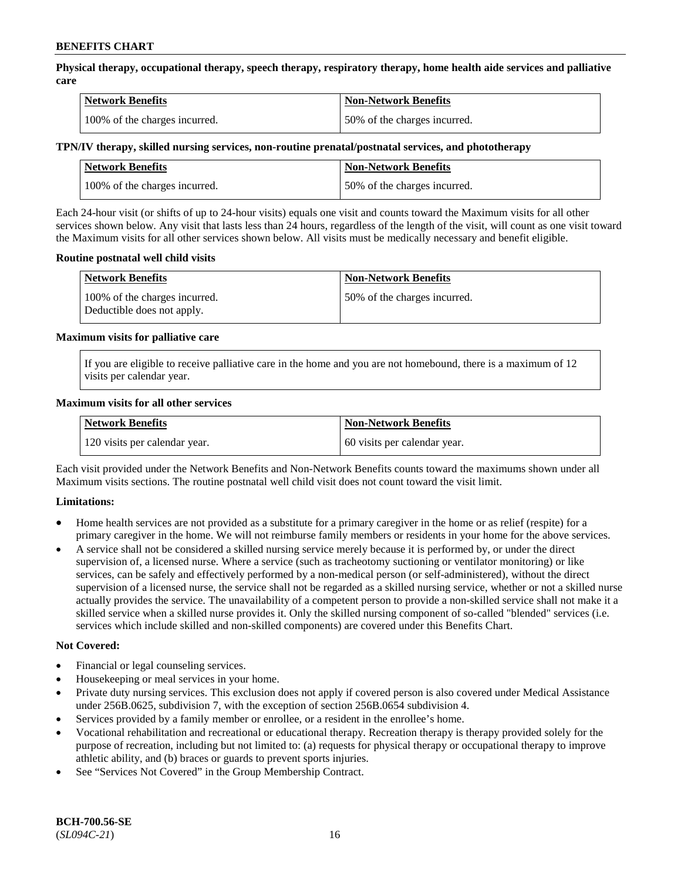**Physical therapy, occupational therapy, speech therapy, respiratory therapy, home health aide services and palliative care**

| Network Benefits | Non-Network Benefits |
|---|---|
| 100% of the charges incurred. | 50% of the charges incurred. |

**TPN/IV therapy, skilled nursing services, non-routine prenatal/postnatal services, and phototherapy**

| Network Benefits | Non-Network Benefits |
|---|---|
| 100% of the charges incurred. | 50% of the charges incurred. |

Each 24-hour visit (or shifts of up to 24-hour visits) equals one visit and counts toward the Maximum visits for all other services shown below. Any visit that lasts less than 24 hours, regardless of the length of the visit, will count as one visit toward the Maximum visits for all other services shown below. All visits must be medically necessary and benefit eligible.

**Routine postnatal well child visits**

| Network Benefits | Non-Network Benefits |
|---|---|
| 100% of the charges incurred. Deductible does not apply. | 50% of the charges incurred. |

**Maximum visits for palliative care**

If you are eligible to receive palliative care in the home and you are not homebound, there is a maximum of 12 visits per calendar year.

**Maximum visits for all other services**

| Network Benefits | Non-Network Benefits |
|---|---|
| 120 visits per calendar year. | 60 visits per calendar year. |

Each visit provided under the Network Benefits and Non-Network Benefits counts toward the maximums shown under all Maximum visits sections. The routine postnatal well child visit does not count toward the visit limit.

**Limitations:**

- Home health services are not provided as a substitute for a primary caregiver in the home or as relief (respite) for a primary caregiver in the home. We will not reimburse family members or residents in your home for the above services.
- A service shall not be considered a skilled nursing service merely because it is performed by, or under the direct supervision of, a licensed nurse. Where a service (such as tracheotomy suctioning or ventilator monitoring) or like services, can be safely and effectively performed by a non-medical person (or self-administered), without the direct supervision of a licensed nurse, the service shall not be regarded as a skilled nursing service, whether or not a skilled nurse actually provides the service. The unavailability of a competent person to provide a non-skilled service shall not make it a skilled service when a skilled nurse provides it. Only the skilled nursing component of so-called "blended" services (i.e. services which include skilled and non-skilled components) are covered under this Benefits Chart.

**Not Covered:**

- Financial or legal counseling services.
- Housekeeping or meal services in your home.
- Private duty nursing services. This exclusion does not apply if covered person is also covered under Medical Assistance under 256B.0625, subdivision 7, with the exception of section 256B.0654 subdivision 4.
- Services provided by a family member or enrollee, or a resident in the enrollee's home.
- Vocational rehabilitation and recreational or educational therapy. Recreation therapy is therapy provided solely for the purpose of recreation, including but not limited to: (a) requests for physical therapy or occupational therapy to improve athletic ability, and (b) braces or guards to prevent sports injuries.
- See "Services Not Covered" in the Group Membership Contract.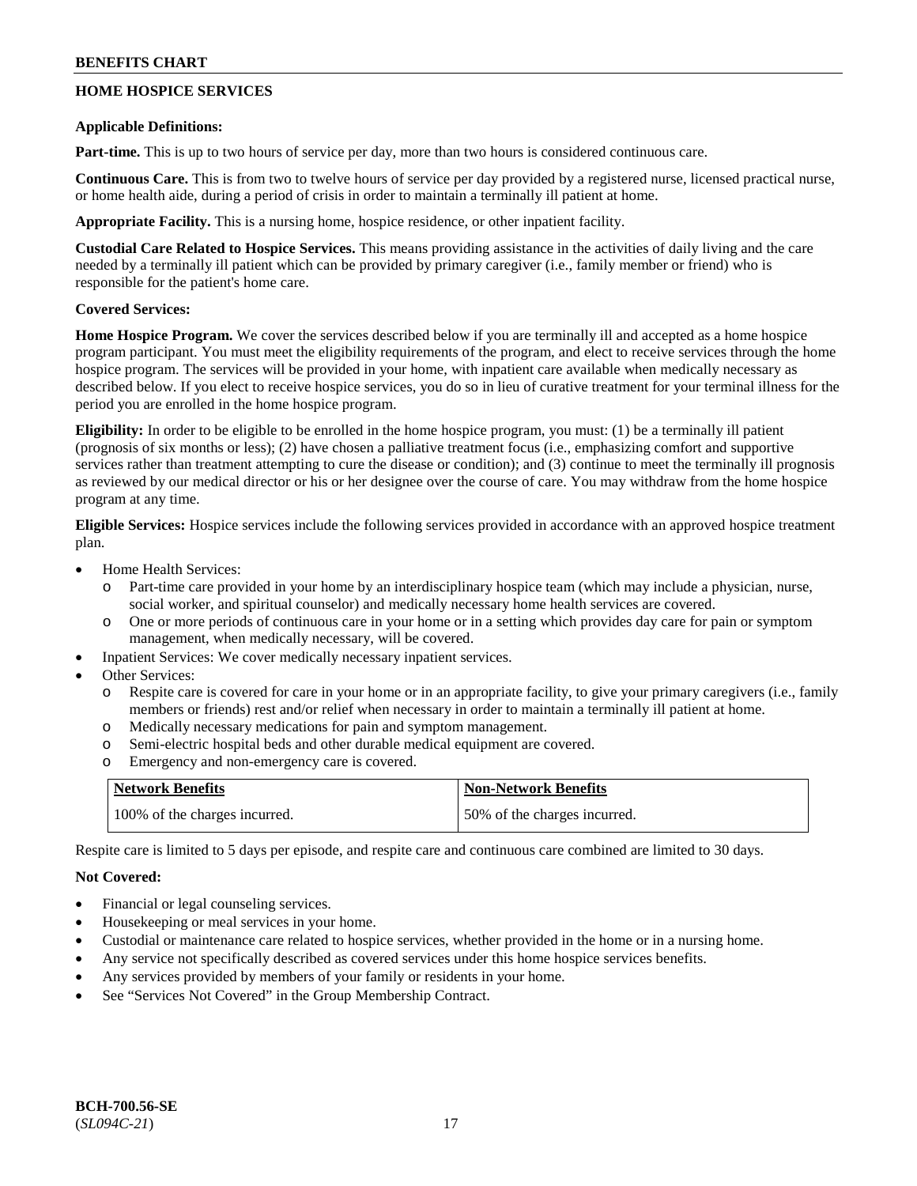## HOME HOSPICE SERVICES

**Applicable Definitions:**

**Part-time.** This is up to two hours of service per day, more than two hours is considered continuous care.

**Continuous Care.** This is from two to twelve hours of service per day provided by a registered nurse, licensed practical nurse, or home health aide, during a period of crisis in order to maintain a terminally ill patient at home.

**Appropriate Facility.** This is a nursing home, hospice residence, or other inpatient facility.

**Custodial Care Related to Hospice Services.** This means providing assistance in the activities of daily living and the care needed by a terminally ill patient which can be provided by primary caregiver (i.e., family member or friend) who is responsible for the patient's home care.

**Covered Services:**

**Home Hospice Program.** We cover the services described below if you are terminally ill and accepted as a home hospice program participant. You must meet the eligibility requirements of the program, and elect to receive services through the home hospice program. The services will be provided in your home, with inpatient care available when medically necessary as described below. If you elect to receive hospice services, you do so in lieu of curative treatment for your terminal illness for the period you are enrolled in the home hospice program.

**Eligibility:** In order to be eligible to be enrolled in the home hospice program, you must: (1) be a terminally ill patient (prognosis of six months or less); (2) have chosen a palliative treatment focus (i.e., emphasizing comfort and supportive services rather than treatment attempting to cure the disease or condition); and (3) continue to meet the terminally ill prognosis as reviewed by our medical director or his or her designee over the course of care. You may withdraw from the home hospice program at any time.

**Eligible Services:** Hospice services include the following services provided in accordance with an approved hospice treatment plan.

- Home Health Services:
  - Part-time care provided in your home by an interdisciplinary hospice team (which may include a physician, nurse, social worker, and spiritual counselor) and medically necessary home health services are covered.
  - One or more periods of continuous care in your home or in a setting which provides day care for pain or symptom management, when medically necessary, will be covered.
- Inpatient Services: We cover medically necessary inpatient services.
- Other Services:
  - Respite care is covered for care in your home or in an appropriate facility, to give your primary caregivers (i.e., family members or friends) rest and/or relief when necessary in order to maintain a terminally ill patient at home.
  - Medically necessary medications for pain and symptom management.
  - Semi-electric hospital beds and other durable medical equipment are covered.
  - Emergency and non-emergency care is covered.

| Network Benefits | Non-Network Benefits |
|---|---|
| 100% of the charges incurred. | 50% of the charges incurred. |

Respite care is limited to 5 days per episode, and respite care and continuous care combined are limited to 30 days.

**Not Covered:**

- Financial or legal counseling services.
- Housekeeping or meal services in your home.
- Custodial or maintenance care related to hospice services, whether provided in the home or in a nursing home.
- Any service not specifically described as covered services under this home hospice services benefits.
- Any services provided by members of your family or residents in your home.
- See "Services Not Covered" in the Group Membership Contract.

**BCH-700.56-SE**
(*SL094C-21*)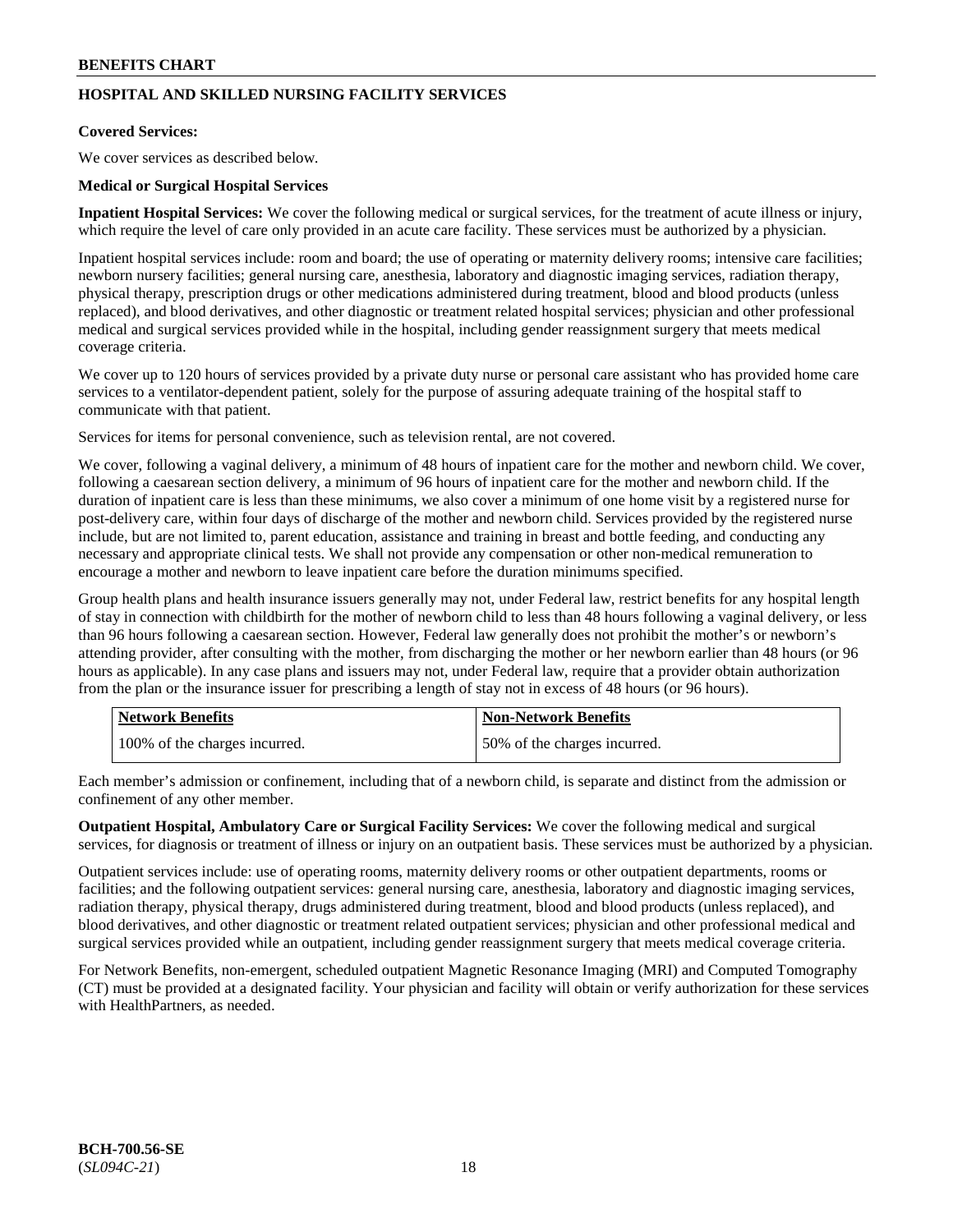## HOSPITAL AND SKILLED NURSING FACILITY SERVICES

**Covered Services:**

We cover services as described below.

**Medical or Surgical Hospital Services**

**Inpatient Hospital Services:** We cover the following medical or surgical services, for the treatment of acute illness or injury, which require the level of care only provided in an acute care facility. These services must be authorized by a physician.

Inpatient hospital services include: room and board; the use of operating or maternity delivery rooms; intensive care facilities; newborn nursery facilities; general nursing care, anesthesia, laboratory and diagnostic imaging services, radiation therapy, physical therapy, prescription drugs or other medications administered during treatment, blood and blood products (unless replaced), and blood derivatives, and other diagnostic or treatment related hospital services; physician and other professional medical and surgical services provided while in the hospital, including gender reassignment surgery that meets medical coverage criteria.

We cover up to 120 hours of services provided by a private duty nurse or personal care assistant who has provided home care services to a ventilator-dependent patient, solely for the purpose of assuring adequate training of the hospital staff to communicate with that patient.

Services for items for personal convenience, such as television rental, are not covered.

We cover, following a vaginal delivery, a minimum of 48 hours of inpatient care for the mother and newborn child. We cover, following a caesarean section delivery, a minimum of 96 hours of inpatient care for the mother and newborn child. If the duration of inpatient care is less than these minimums, we also cover a minimum of one home visit by a registered nurse for post-delivery care, within four days of discharge of the mother and newborn child. Services provided by the registered nurse include, but are not limited to, parent education, assistance and training in breast and bottle feeding, and conducting any necessary and appropriate clinical tests. We shall not provide any compensation or other non-medical remuneration to encourage a mother and newborn to leave inpatient care before the duration minimums specified.

Group health plans and health insurance issuers generally may not, under Federal law, restrict benefits for any hospital length of stay in connection with childbirth for the mother of newborn child to less than 48 hours following a vaginal delivery, or less than 96 hours following a caesarean section. However, Federal law generally does not prohibit the mother's or newborn's attending provider, after consulting with the mother, from discharging the mother or her newborn earlier than 48 hours (or 96 hours as applicable). In any case plans and issuers may not, under Federal law, require that a provider obtain authorization from the plan or the insurance issuer for prescribing a length of stay not in excess of 48 hours (or 96 hours).

| Network Benefits | Non-Network Benefits |
|---|---|
| 100% of the charges incurred. | 50% of the charges incurred. |

Each member's admission or confinement, including that of a newborn child, is separate and distinct from the admission or confinement of any other member.

**Outpatient Hospital, Ambulatory Care or Surgical Facility Services:** We cover the following medical and surgical services, for diagnosis or treatment of illness or injury on an outpatient basis. These services must be authorized by a physician.

Outpatient services include: use of operating rooms, maternity delivery rooms or other outpatient departments, rooms or facilities; and the following outpatient services: general nursing care, anesthesia, laboratory and diagnostic imaging services, radiation therapy, physical therapy, drugs administered during treatment, blood and blood products (unless replaced), and blood derivatives, and other diagnostic or treatment related outpatient services; physician and other professional medical and surgical services provided while an outpatient, including gender reassignment surgery that meets medical coverage criteria.

For Network Benefits, non-emergent, scheduled outpatient Magnetic Resonance Imaging (MRI) and Computed Tomography (CT) must be provided at a designated facility. Your physician and facility will obtain or verify authorization for these services with HealthPartners, as needed.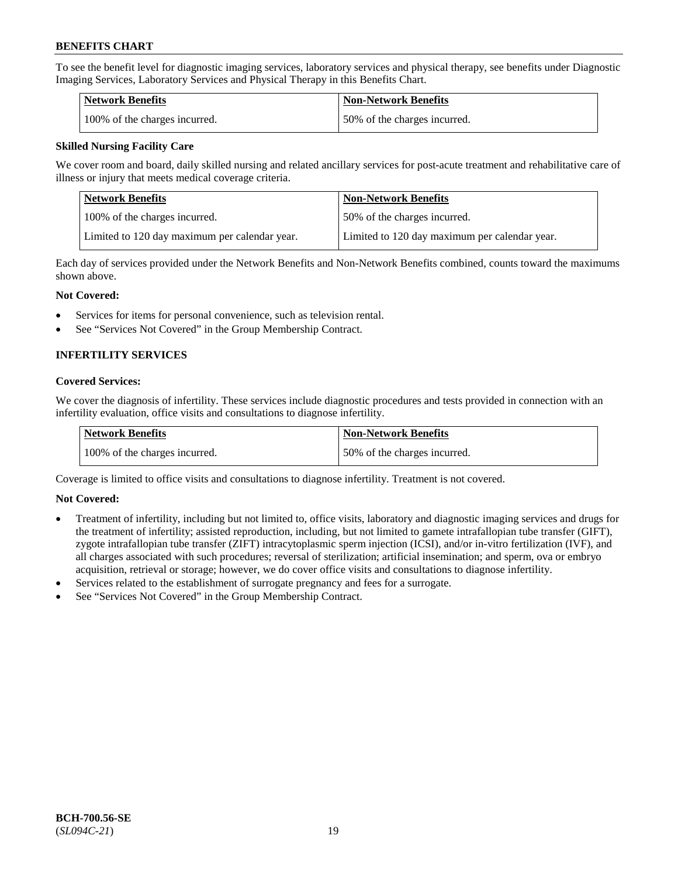To see the benefit level for diagnostic imaging services, laboratory services and physical therapy, see benefits under Diagnostic Imaging Services, Laboratory Services and Physical Therapy in this Benefits Chart.

| Network Benefits | Non-Network Benefits |
|---|---|
| 100% of the charges incurred. | 50% of the charges incurred. |

**Skilled Nursing Facility Care**

We cover room and board, daily skilled nursing and related ancillary services for post-acute treatment and rehabilitative care of illness or injury that meets medical coverage criteria.

| Network Benefits | Non-Network Benefits |
|---|---|
| 100% of the charges incurred. | 50% of the charges incurred. |
| Limited to 120 day maximum per calendar year. | Limited to 120 day maximum per calendar year. |

Each day of services provided under the Network Benefits and Non-Network Benefits combined, counts toward the maximums shown above.

**Not Covered:**

- Services for items for personal convenience, such as television rental.
- See "Services Not Covered" in the Group Membership Contract.

## INFERTILITY SERVICES

**Covered Services:**

We cover the diagnosis of infertility. These services include diagnostic procedures and tests provided in connection with an infertility evaluation, office visits and consultations to diagnose infertility.

| Network Benefits | Non-Network Benefits |
|---|---|
| 100% of the charges incurred. | 50% of the charges incurred. |

Coverage is limited to office visits and consultations to diagnose infertility. Treatment is not covered.

**Not Covered:**

- Treatment of infertility, including but not limited to, office visits, laboratory and diagnostic imaging services and drugs for the treatment of infertility; assisted reproduction, including, but not limited to gamete intrafallopian tube transfer (GIFT), zygote intrafallopian tube transfer (ZIFT) intracytoplasmic sperm injection (ICSI), and/or in-vitro fertilization (IVF), and all charges associated with such procedures; reversal of sterilization; artificial insemination; and sperm, ova or embryo acquisition, retrieval or storage; however, we do cover office visits and consultations to diagnose infertility.
- Services related to the establishment of surrogate pregnancy and fees for a surrogate.
- See "Services Not Covered" in the Group Membership Contract.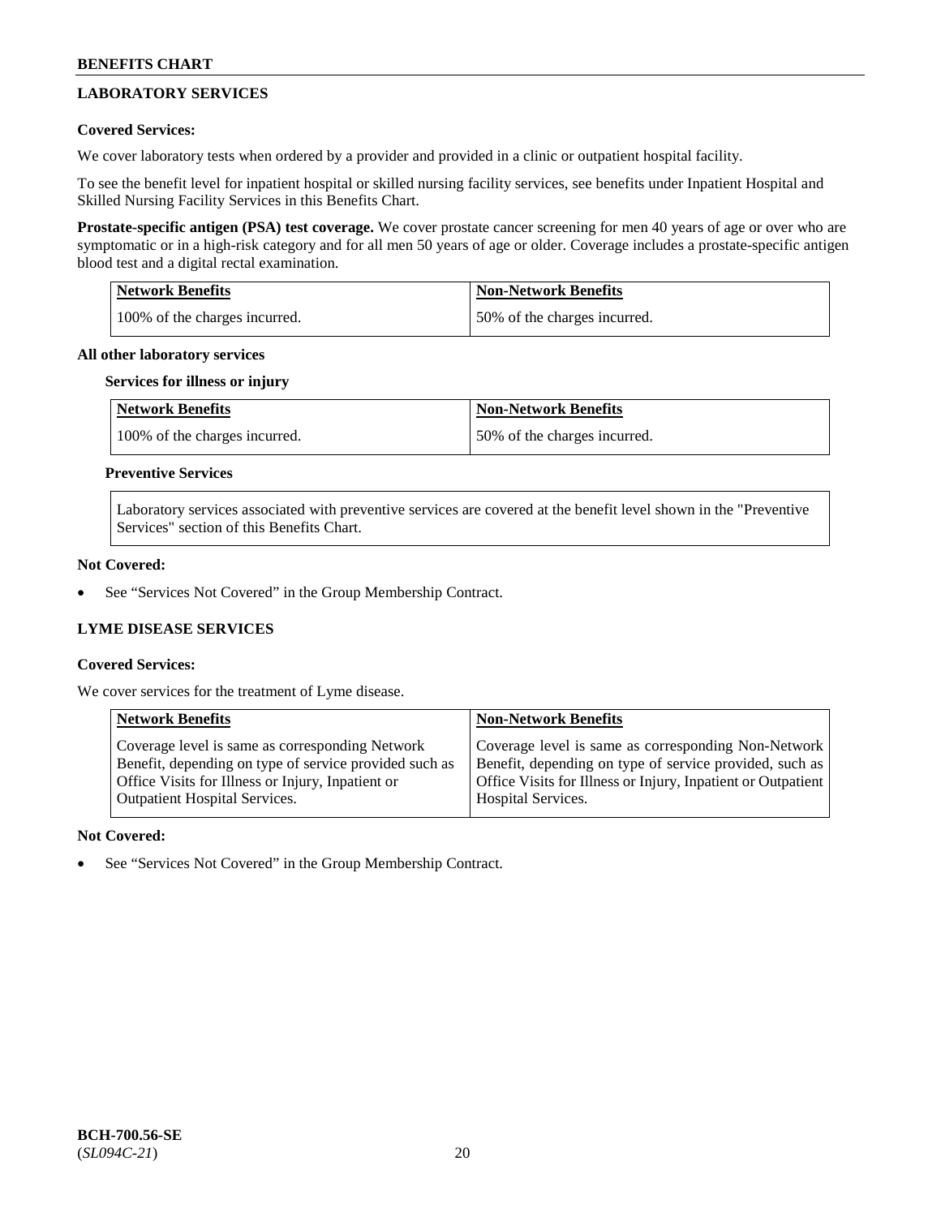## LABORATORY SERVICES

**Covered Services:**

We cover laboratory tests when ordered by a provider and provided in a clinic or outpatient hospital facility.

To see the benefit level for inpatient hospital or skilled nursing facility services, see benefits under Inpatient Hospital and Skilled Nursing Facility Services in this Benefits Chart.

**Prostate-specific antigen (PSA) test coverage.** We cover prostate cancer screening for men 40 years of age or over who are symptomatic or in a high-risk category and for all men 50 years of age or older. Coverage includes a prostate-specific antigen blood test and a digital rectal examination.

| Network Benefits | Non-Network Benefits |
| --- | --- |
| 100% of the charges incurred. | 50% of the charges incurred. |

**All other laboratory services**

**Services for illness or injury**

| Network Benefits | Non-Network Benefits |
| --- | --- |
| 100% of the charges incurred. | 50% of the charges incurred. |

**Preventive Services**

Laboratory services associated with preventive services are covered at the benefit level shown in the "Preventive Services" section of this Benefits Chart.

**Not Covered:**

- See "Services Not Covered" in the Group Membership Contract.

## LYME DISEASE SERVICES

**Covered Services:**

We cover services for the treatment of Lyme disease.

| Network Benefits | Non-Network Benefits |
| --- | --- |
| Coverage level is same as corresponding Network Benefit, depending on type of service provided such as Office Visits for Illness or Injury, Inpatient or Outpatient Hospital Services. | Coverage level is same as corresponding Non-Network Benefit, depending on type of service provided, such as Office Visits for Illness or Injury, Inpatient or Outpatient Hospital Services. |

**Not Covered:**

- See "Services Not Covered" in the Group Membership Contract.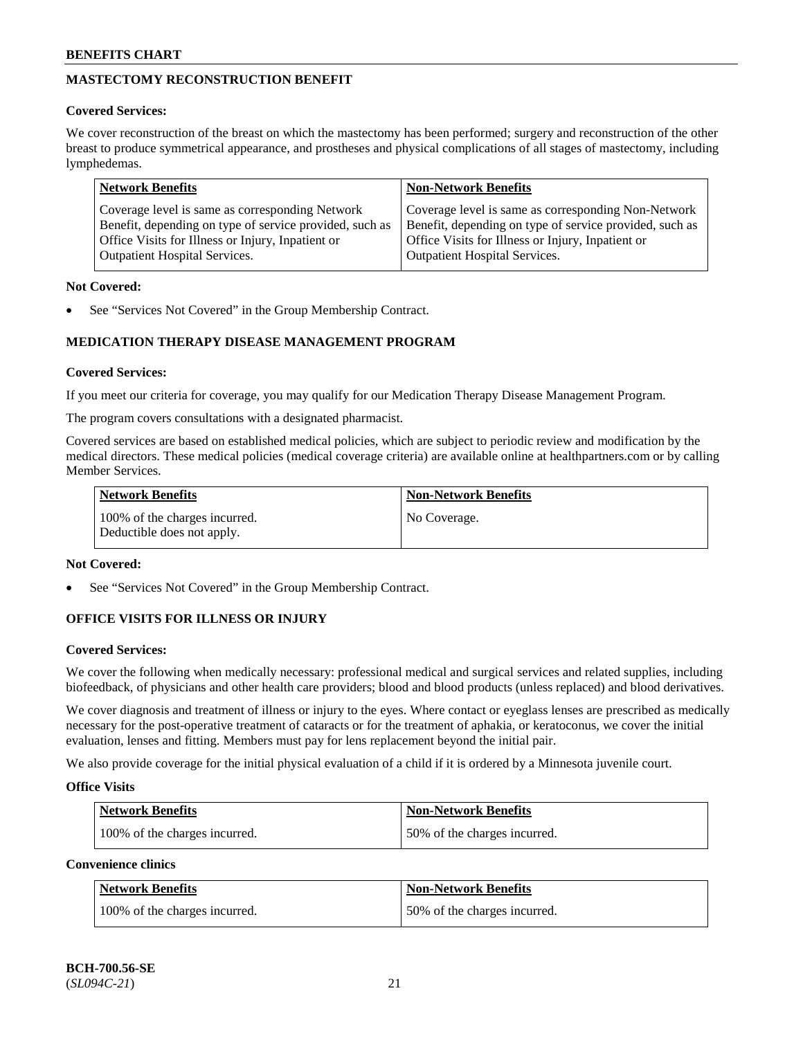## MASTECTOMY RECONSTRUCTION BENEFIT

**Covered Services:**

We cover reconstruction of the breast on which the mastectomy has been performed; surgery and reconstruction of the other breast to produce symmetrical appearance, and prostheses and physical complications of all stages of mastectomy, including lymphedemas.

| Network Benefits | Non-Network Benefits |
|---|---|
| Coverage level is same as corresponding Network Benefit, depending on type of service provided, such as Office Visits for Illness or Injury, Inpatient or Outpatient Hospital Services. | Coverage level is same as corresponding Non-Network Benefit, depending on type of service provided, such as Office Visits for Illness or Injury, Inpatient or Outpatient Hospital Services. |

**Not Covered:**

- See "Services Not Covered" in the Group Membership Contract.

## MEDICATION THERAPY DISEASE MANAGEMENT PROGRAM

**Covered Services:**

If you meet our criteria for coverage, you may qualify for our Medication Therapy Disease Management Program.

The program covers consultations with a designated pharmacist.

Covered services are based on established medical policies, which are subject to periodic review and modification by the medical directors. These medical policies (medical coverage criteria) are available online at healthpartners.com or by calling Member Services.

| Network Benefits | Non-Network Benefits |
|---|---|
| 100% of the charges incurred. Deductible does not apply. | No Coverage. |

**Not Covered:**

- See "Services Not Covered" in the Group Membership Contract.

## OFFICE VISITS FOR ILLNESS OR INJURY

**Covered Services:**

We cover the following when medically necessary: professional medical and surgical services and related supplies, including biofeedback, of physicians and other health care providers; blood and blood products (unless replaced) and blood derivatives.

We cover diagnosis and treatment of illness or injury to the eyes. Where contact or eyeglass lenses are prescribed as medically necessary for the post-operative treatment of cataracts or for the treatment of aphakia, or keratoconus, we cover the initial evaluation, lenses and fitting. Members must pay for lens replacement beyond the initial pair.

We also provide coverage for the initial physical evaluation of a child if it is ordered by a Minnesota juvenile court.

**Office Visits**

| Network Benefits | Non-Network Benefits |
|---|---|
| 100% of the charges incurred. | 50% of the charges incurred. |

**Convenience clinics**

| Network Benefits | Non-Network Benefits |
|---|---|
| 100% of the charges incurred. | 50% of the charges incurred. |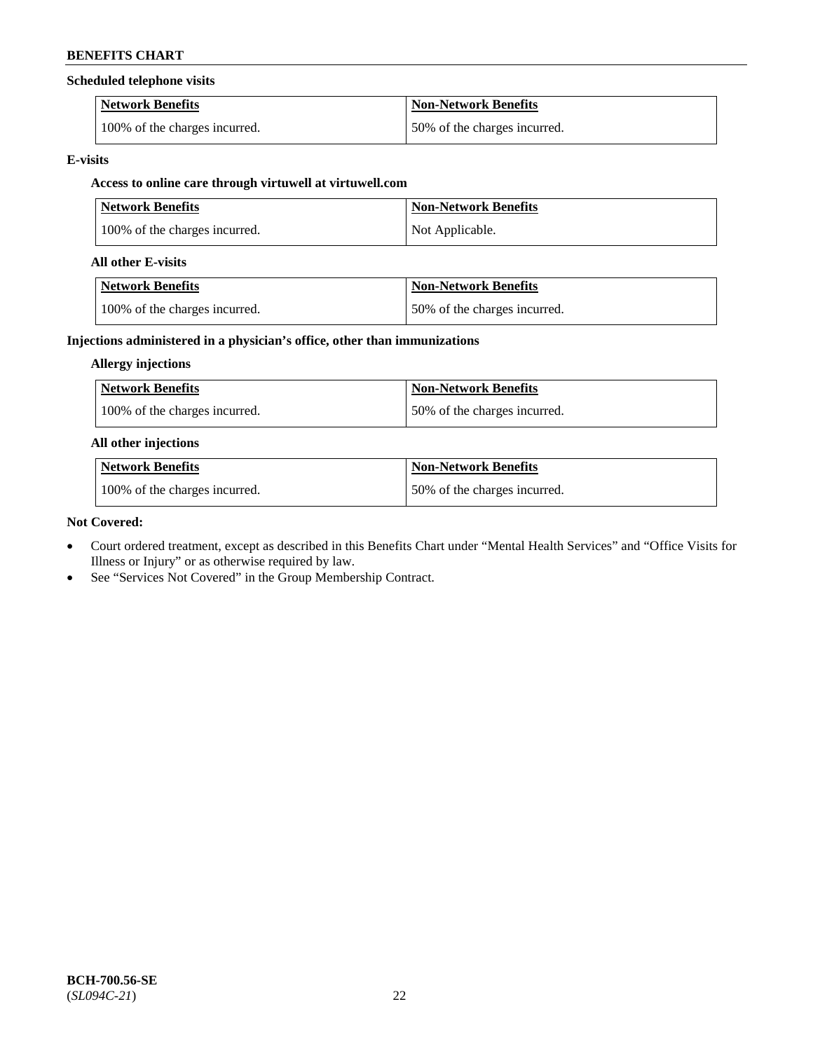**Scheduled telephone visits**

| Network Benefits | Non-Network Benefits |
|---|---|
| 100% of the charges incurred. | 50% of the charges incurred. |

**E-visits**

**Access to online care through virtuwell at virtuwell.com**

| Network Benefits | Non-Network Benefits |
|---|---|
| 100% of the charges incurred. | Not Applicable. |

**All other E-visits**

| Network Benefits | Non-Network Benefits |
|---|---|
| 100% of the charges incurred. | 50% of the charges incurred. |

**Injections administered in a physician's office, other than immunizations**

**Allergy injections**

| Network Benefits | Non-Network Benefits |
|---|---|
| 100% of the charges incurred. | 50% of the charges incurred. |

**All other injections**

| Network Benefits | Non-Network Benefits |
|---|---|
| 100% of the charges incurred. | 50% of the charges incurred. |

**Not Covered:**

- Court ordered treatment, except as described in this Benefits Chart under "Mental Health Services" and "Office Visits for Illness or Injury" or as otherwise required by law.
- See "Services Not Covered" in the Group Membership Contract.

**BCH-700.56-SE**
(*SL094C-21*)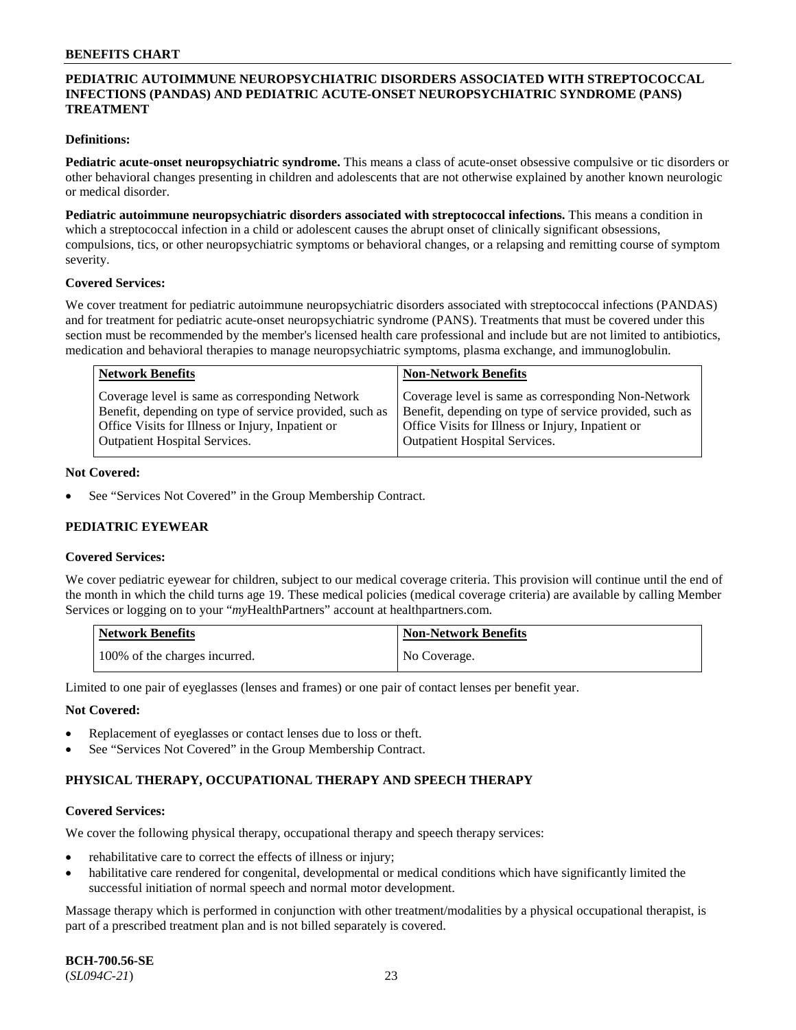## PEDIATRIC AUTOIMMUNE NEUROPSYCHIATRIC DISORDERS ASSOCIATED WITH STREPTOCOCCAL INFECTIONS (PANDAS) AND PEDIATRIC ACUTE-ONSET NEUROPSYCHIATRIC SYNDROME (PANS) TREATMENT

**Definitions:**

**Pediatric acute-onset neuropsychiatric syndrome.** This means a class of acute-onset obsessive compulsive or tic disorders or other behavioral changes presenting in children and adolescents that are not otherwise explained by another known neurologic or medical disorder.

**Pediatric autoimmune neuropsychiatric disorders associated with streptococcal infections.** This means a condition in which a streptococcal infection in a child or adolescent causes the abrupt onset of clinically significant obsessions, compulsions, tics, or other neuropsychiatric symptoms or behavioral changes, or a relapsing and remitting course of symptom severity.

**Covered Services:**

We cover treatment for pediatric autoimmune neuropsychiatric disorders associated with streptococcal infections (PANDAS) and for treatment for pediatric acute-onset neuropsychiatric syndrome (PANS). Treatments that must be covered under this section must be recommended by the member's licensed health care professional and include but are not limited to antibiotics, medication and behavioral therapies to manage neuropsychiatric symptoms, plasma exchange, and immunoglobulin.

| Network Benefits | Non-Network Benefits |
|---|---|
| Coverage level is same as corresponding Network Benefit, depending on type of service provided, such as Office Visits for Illness or Injury, Inpatient or Outpatient Hospital Services. | Coverage level is same as corresponding Non-Network Benefit, depending on type of service provided, such as Office Visits for Illness or Injury, Inpatient or Outpatient Hospital Services. |

**Not Covered:**

- See "Services Not Covered" in the Group Membership Contract.

## PEDIATRIC EYEWEAR

**Covered Services:**

We cover pediatric eyewear for children, subject to our medical coverage criteria. This provision will continue until the end of the month in which the child turns age 19. These medical policies (medical coverage criteria) are available by calling Member Services or logging on to your "*my*HealthPartners" account at healthpartners.com.

| Network Benefits | Non-Network Benefits |
|---|---|
| 100% of the charges incurred. | No Coverage. |

Limited to one pair of eyeglasses (lenses and frames) or one pair of contact lenses per benefit year.

**Not Covered:**

- Replacement of eyeglasses or contact lenses due to loss or theft.
- See "Services Not Covered" in the Group Membership Contract.

## PHYSICAL THERAPY, OCCUPATIONAL THERAPY AND SPEECH THERAPY

**Covered Services:**

We cover the following physical therapy, occupational therapy and speech therapy services:

- rehabilitative care to correct the effects of illness or injury;
- habilitative care rendered for congenital, developmental or medical conditions which have significantly limited the successful initiation of normal speech and normal motor development.

Massage therapy which is performed in conjunction with other treatment/modalities by a physical occupational therapist, is part of a prescribed treatment plan and is not billed separately is covered.

**BCH-700.56-SE**
(*SL094C-21*)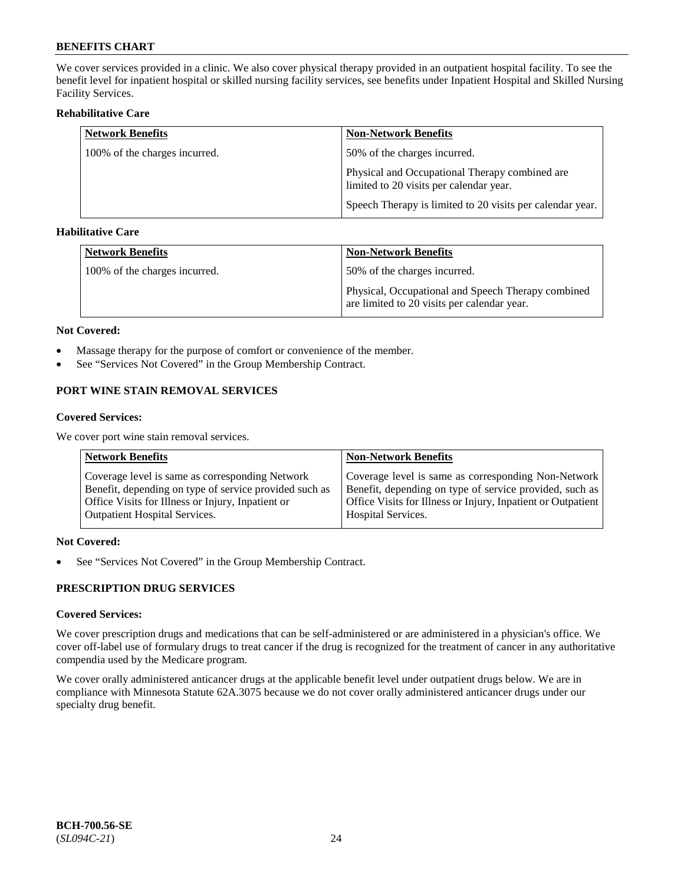We cover services provided in a clinic. We also cover physical therapy provided in an outpatient hospital facility. To see the benefit level for inpatient hospital or skilled nursing facility services, see benefits under Inpatient Hospital and Skilled Nursing Facility Services.

**Rehabilitative Care**

| Network Benefits | Non-Network Benefits |
|---|---|
| 100% of the charges incurred. | 50% of the charges incurred.<br><br>Physical and Occupational Therapy combined are limited to 20 visits per calendar year.<br><br>Speech Therapy is limited to 20 visits per calendar year. |

**Habilitative Care**

| Network Benefits | Non-Network Benefits |
|---|---|
| 100% of the charges incurred. | 50% of the charges incurred.<br><br>Physical, Occupational and Speech Therapy combined are limited to 20 visits per calendar year. |

**Not Covered:**

- Massage therapy for the purpose of comfort or convenience of the member.
- See "Services Not Covered" in the Group Membership Contract.

## PORT WINE STAIN REMOVAL SERVICES

**Covered Services:**

We cover port wine stain removal services.

| Network Benefits | Non-Network Benefits |
|---|---|
| Coverage level is same as corresponding Network Benefit, depending on type of service provided such as Office Visits for Illness or Injury, Inpatient or Outpatient Hospital Services. | Coverage level is same as corresponding Non-Network Benefit, depending on type of service provided, such as Office Visits for Illness or Injury, Inpatient or Outpatient Hospital Services. |

**Not Covered:**

- See "Services Not Covered" in the Group Membership Contract.

## PRESCRIPTION DRUG SERVICES

**Covered Services:**

We cover prescription drugs and medications that can be self-administered or are administered in a physician's office. We cover off-label use of formulary drugs to treat cancer if the drug is recognized for the treatment of cancer in any authoritative compendia used by the Medicare program.

We cover orally administered anticancer drugs at the applicable benefit level under outpatient drugs below. We are in compliance with Minnesota Statute 62A.3075 because we do not cover orally administered anticancer drugs under our specialty drug benefit.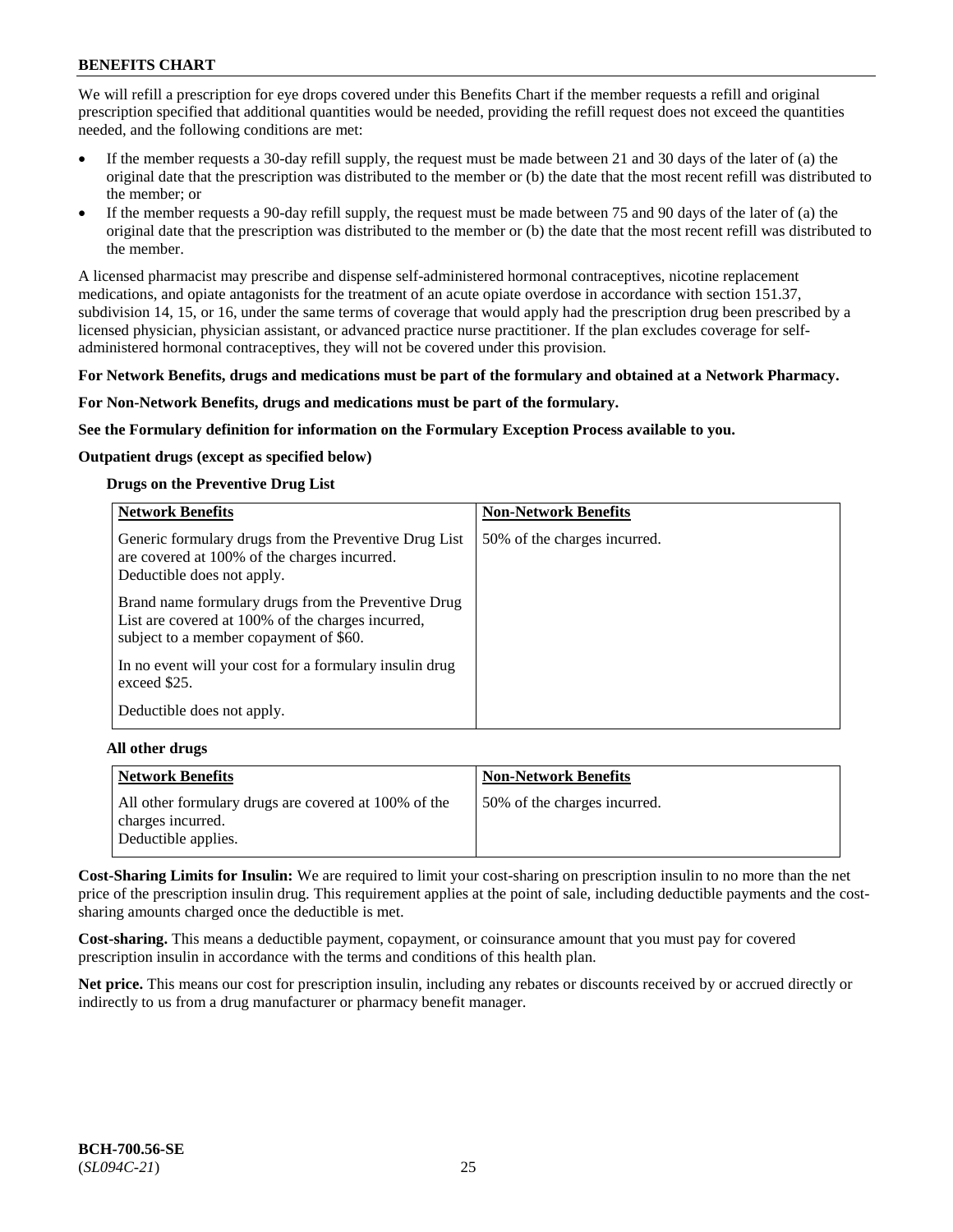We will refill a prescription for eye drops covered under this Benefits Chart if the member requests a refill and original prescription specified that additional quantities would be needed, providing the refill request does not exceed the quantities needed, and the following conditions are met:

- If the member requests a 30-day refill supply, the request must be made between 21 and 30 days of the later of (a) the original date that the prescription was distributed to the member or (b) the date that the most recent refill was distributed to the member; or
- If the member requests a 90-day refill supply, the request must be made between 75 and 90 days of the later of (a) the original date that the prescription was distributed to the member or (b) the date that the most recent refill was distributed to the member.

A licensed pharmacist may prescribe and dispense self-administered hormonal contraceptives, nicotine replacement medications, and opiate antagonists for the treatment of an acute opiate overdose in accordance with section 151.37, subdivision 14, 15, or 16, under the same terms of coverage that would apply had the prescription drug been prescribed by a licensed physician, physician assistant, or advanced practice nurse practitioner. If the plan excludes coverage for self-administered hormonal contraceptives, they will not be covered under this provision.

**For Network Benefits, drugs and medications must be part of the formulary and obtained at a Network Pharmacy.**

**For Non-Network Benefits, drugs and medications must be part of the formulary.**

**See the Formulary definition for information on the Formulary Exception Process available to you.**

**Outpatient drugs (except as specified below)**

**Drugs on the Preventive Drug List**

| Network Benefits | Non-Network Benefits |
|---|---|
| Generic formulary drugs from the Preventive Drug List are covered at 100% of the charges incurred. Deductible does not apply.<br><br>Brand name formulary drugs from the Preventive Drug List are covered at 100% of the charges incurred, subject to a member copayment of $60.<br><br>In no event will your cost for a formulary insulin drug exceed $25.<br><br>Deductible does not apply. | 50% of the charges incurred. |

**All other drugs**

| Network Benefits | Non-Network Benefits |
|---|---|
| All other formulary drugs are covered at 100% of the charges incurred. Deductible applies. | 50% of the charges incurred. |

**Cost-Sharing Limits for Insulin:** We are required to limit your cost-sharing on prescription insulin to no more than the net price of the prescription insulin drug. This requirement applies at the point of sale, including deductible payments and the cost-sharing amounts charged once the deductible is met.

**Cost-sharing.** This means a deductible payment, copayment, or coinsurance amount that you must pay for covered prescription insulin in accordance with the terms and conditions of this health plan.

**Net price.** This means our cost for prescription insulin, including any rebates or discounts received by or accrued directly or indirectly to us from a drug manufacturer or pharmacy benefit manager.

BCH-700.56-SE
(*SL094C-21*)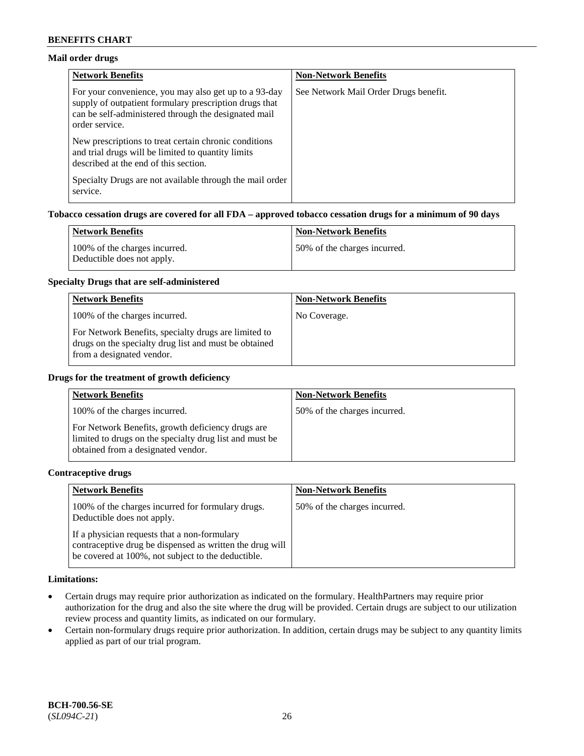### Mail order drugs

| Network Benefits | Non-Network Benefits |
|---|---|
| For your convenience, you may also get up to a 93-day supply of outpatient formulary prescription drugs that can be self-administered through the designated mail order service.<br><br>New prescriptions to treat certain chronic conditions and trial drugs will be limited to quantity limits described at the end of this section.<br><br>Specialty Drugs are not available through the mail order service. | See Network Mail Order Drugs benefit. |

### Tobacco cessation drugs are covered for all FDA – approved tobacco cessation drugs for a minimum of 90 days

| Network Benefits | Non-Network Benefits |
|---|---|
| 100% of the charges incurred.<br>Deductible does not apply. | 50% of the charges incurred. |

### Specialty Drugs that are self-administered

| Network Benefits | Non-Network Benefits |
|---|---|
| 100% of the charges incurred.<br><br>For Network Benefits, specialty drugs are limited to drugs on the specialty drug list and must be obtained from a designated vendor. | No Coverage. |

### Drugs for the treatment of growth deficiency

| Network Benefits | Non-Network Benefits |
|---|---|
| 100% of the charges incurred.<br><br>For Network Benefits, growth deficiency drugs are limited to drugs on the specialty drug list and must be obtained from a designated vendor. | 50% of the charges incurred. |

### Contraceptive drugs

| Network Benefits | Non-Network Benefits |
|---|---|
| 100% of the charges incurred for formulary drugs.<br>Deductible does not apply.<br><br>If a physician requests that a non-formulary contraceptive drug be dispensed as written the drug will be covered at 100%, not subject to the deductible. | 50% of the charges incurred. |

### Limitations:

- Certain drugs may require prior authorization as indicated on the formulary. HealthPartners may require prior authorization for the drug and also the site where the drug will be provided. Certain drugs are subject to our utilization review process and quantity limits, as indicated on our formulary.
- Certain non-formulary drugs require prior authorization. In addition, certain drugs may be subject to any quantity limits applied as part of our trial program.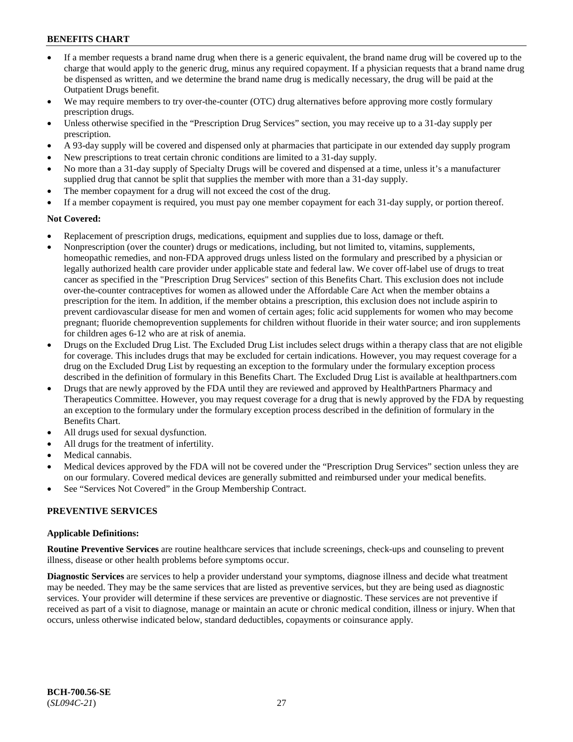- If a member requests a brand name drug when there is a generic equivalent, the brand name drug will be covered up to the charge that would apply to the generic drug, minus any required copayment. If a physician requests that a brand name drug be dispensed as written, and we determine the brand name drug is medically necessary, the drug will be paid at the Outpatient Drugs benefit.
- We may require members to try over-the-counter (OTC) drug alternatives before approving more costly formulary prescription drugs.
- Unless otherwise specified in the "Prescription Drug Services" section, you may receive up to a 31-day supply per prescription.
- A 93-day supply will be covered and dispensed only at pharmacies that participate in our extended day supply program
- New prescriptions to treat certain chronic conditions are limited to a 31-day supply.
- No more than a 31-day supply of Specialty Drugs will be covered and dispensed at a time, unless it's a manufacturer supplied drug that cannot be split that supplies the member with more than a 31-day supply.
- The member copayment for a drug will not exceed the cost of the drug.
- If a member copayment is required, you must pay one member copayment for each 31-day supply, or portion thereof.

**Not Covered:**

- Replacement of prescription drugs, medications, equipment and supplies due to loss, damage or theft.
- Nonprescription (over the counter) drugs or medications, including, but not limited to, vitamins, supplements, homeopathic remedies, and non-FDA approved drugs unless listed on the formulary and prescribed by a physician or legally authorized health care provider under applicable state and federal law. We cover off-label use of drugs to treat cancer as specified in the "Prescription Drug Services" section of this Benefits Chart. This exclusion does not include over-the-counter contraceptives for women as allowed under the Affordable Care Act when the member obtains a prescription for the item. In addition, if the member obtains a prescription, this exclusion does not include aspirin to prevent cardiovascular disease for men and women of certain ages; folic acid supplements for women who may become pregnant; fluoride chemoprevention supplements for children without fluoride in their water source; and iron supplements for children ages 6-12 who are at risk of anemia.
- Drugs on the Excluded Drug List. The Excluded Drug List includes select drugs within a therapy class that are not eligible for coverage. This includes drugs that may be excluded for certain indications. However, you may request coverage for a drug on the Excluded Drug List by requesting an exception to the formulary under the formulary exception process described in the definition of formulary in this Benefits Chart. The Excluded Drug List is available at healthpartners.com
- Drugs that are newly approved by the FDA until they are reviewed and approved by HealthPartners Pharmacy and Therapeutics Committee. However, you may request coverage for a drug that is newly approved by the FDA by requesting an exception to the formulary under the formulary exception process described in the definition of formulary in the Benefits Chart.
- All drugs used for sexual dysfunction.
- All drugs for the treatment of infertility.
- Medical cannabis.
- Medical devices approved by the FDA will not be covered under the "Prescription Drug Services" section unless they are on our formulary. Covered medical devices are generally submitted and reimbursed under your medical benefits.
- See "Services Not Covered" in the Group Membership Contract.

## PREVENTIVE SERVICES

**Applicable Definitions:**

**Routine Preventive Services** are routine healthcare services that include screenings, check-ups and counseling to prevent illness, disease or other health problems before symptoms occur.

**Diagnostic Services** are services to help a provider understand your symptoms, diagnose illness and decide what treatment may be needed. They may be the same services that are listed as preventive services, but they are being used as diagnostic services. Your provider will determine if these services are preventive or diagnostic. These services are not preventive if received as part of a visit to diagnose, manage or maintain an acute or chronic medical condition, illness or injury. When that occurs, unless otherwise indicated below, standard deductibles, copayments or coinsurance apply.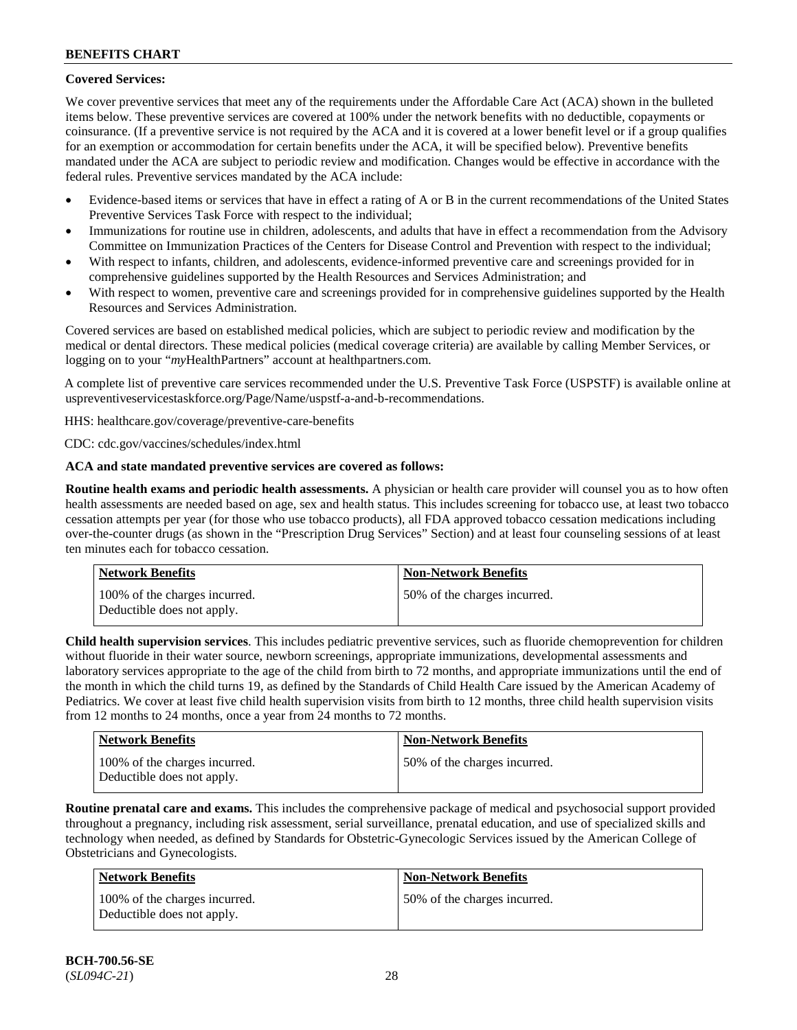**Covered Services:**

We cover preventive services that meet any of the requirements under the Affordable Care Act (ACA) shown in the bulleted items below. These preventive services are covered at 100% under the network benefits with no deductible, copayments or coinsurance. (If a preventive service is not required by the ACA and it is covered at a lower benefit level or if a group qualifies for an exemption or accommodation for certain benefits under the ACA, it will be specified below). Preventive benefits mandated under the ACA are subject to periodic review and modification. Changes would be effective in accordance with the federal rules. Preventive services mandated by the ACA include:

- Evidence-based items or services that have in effect a rating of A or B in the current recommendations of the United States Preventive Services Task Force with respect to the individual;
- Immunizations for routine use in children, adolescents, and adults that have in effect a recommendation from the Advisory Committee on Immunization Practices of the Centers for Disease Control and Prevention with respect to the individual;
- With respect to infants, children, and adolescents, evidence-informed preventive care and screenings provided for in comprehensive guidelines supported by the Health Resources and Services Administration; and
- With respect to women, preventive care and screenings provided for in comprehensive guidelines supported by the Health Resources and Services Administration.

Covered services are based on established medical policies, which are subject to periodic review and modification by the medical or dental directors. These medical policies (medical coverage criteria) are available by calling Member Services, or logging on to your "*my*HealthPartners" account at healthpartners.com.

A complete list of preventive care services recommended under the U.S. Preventive Task Force (USPSTF) is available online at uspreventiveservicestaskforce.org/Page/Name/uspstf-a-and-b-recommendations.

HHS: healthcare.gov/coverage/preventive-care-benefits

CDC: cdc.gov/vaccines/schedules/index.html

**ACA and state mandated preventive services are covered as follows:**

**Routine health exams and periodic health assessments.** A physician or health care provider will counsel you as to how often health assessments are needed based on age, sex and health status. This includes screening for tobacco use, at least two tobacco cessation attempts per year (for those who use tobacco products), all FDA approved tobacco cessation medications including over-the-counter drugs (as shown in the "Prescription Drug Services" Section) and at least four counseling sessions of at least ten minutes each for tobacco cessation.

| Network Benefits | Non-Network Benefits |
| --- | --- |
| 100% of the charges incurred. Deductible does not apply. | 50% of the charges incurred. |

**Child health supervision services**. This includes pediatric preventive services, such as fluoride chemoprevention for children without fluoride in their water source, newborn screenings, appropriate immunizations, developmental assessments and laboratory services appropriate to the age of the child from birth to 72 months, and appropriate immunizations until the end of the month in which the child turns 19, as defined by the Standards of Child Health Care issued by the American Academy of Pediatrics. We cover at least five child health supervision visits from birth to 12 months, three child health supervision visits from 12 months to 24 months, once a year from 24 months to 72 months.

| Network Benefits | Non-Network Benefits |
| --- | --- |
| 100% of the charges incurred. Deductible does not apply. | 50% of the charges incurred. |

**Routine prenatal care and exams.** This includes the comprehensive package of medical and psychosocial support provided throughout a pregnancy, including risk assessment, serial surveillance, prenatal education, and use of specialized skills and technology when needed, as defined by Standards for Obstetric-Gynecologic Services issued by the American College of Obstetricians and Gynecologists.

| Network Benefits | Non-Network Benefits |
| --- | --- |
| 100% of the charges incurred. Deductible does not apply. | 50% of the charges incurred. |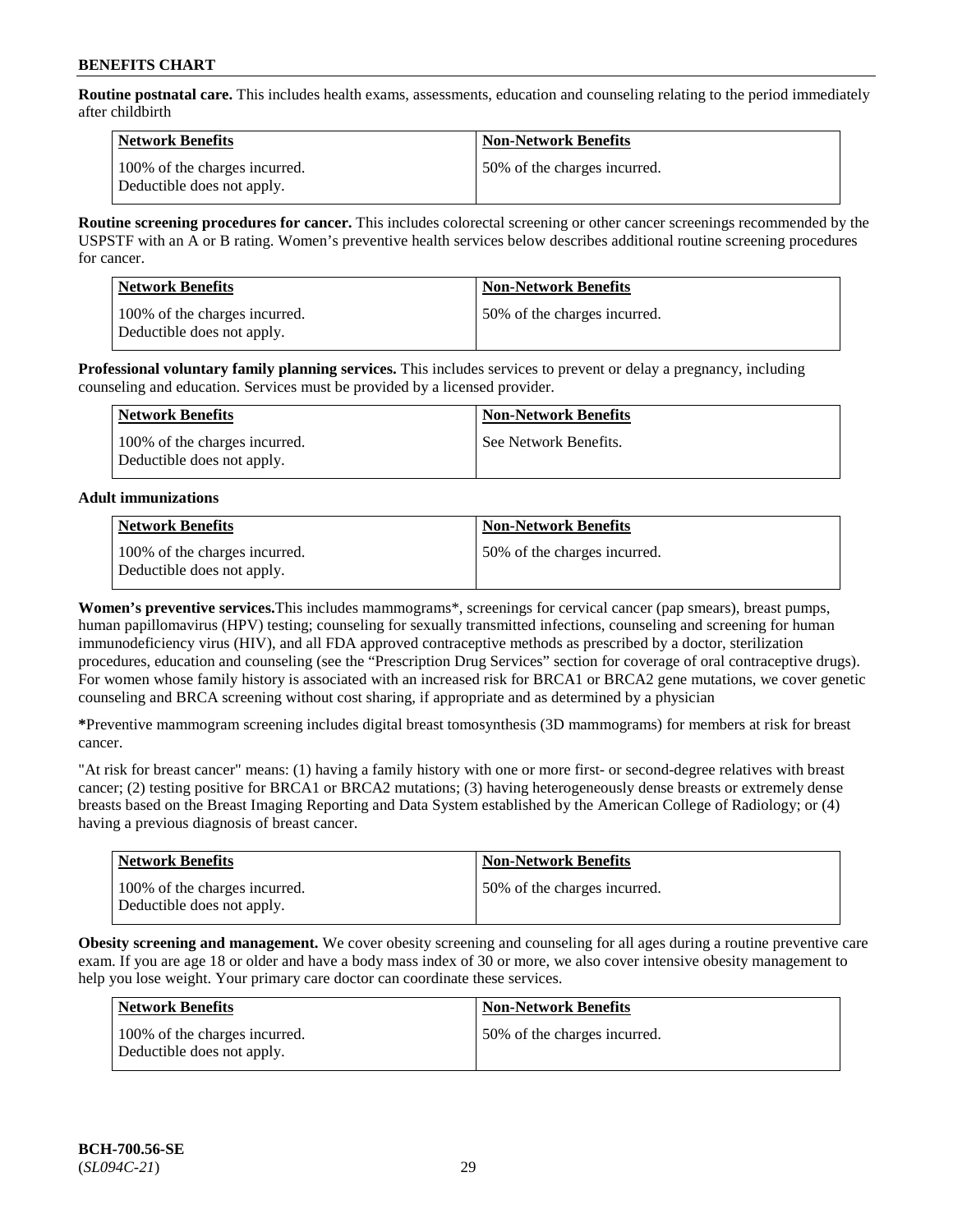**Routine postnatal care.** This includes health exams, assessments, education and counseling relating to the period immediately after childbirth

| Network Benefits | Non-Network Benefits |
| --- | --- |
| 100% of the charges incurred. Deductible does not apply. | 50% of the charges incurred. |

**Routine screening procedures for cancer.** This includes colorectal screening or other cancer screenings recommended by the USPSTF with an A or B rating. Women's preventive health services below describes additional routine screening procedures for cancer.

| Network Benefits | Non-Network Benefits |
| --- | --- |
| 100% of the charges incurred. Deductible does not apply. | 50% of the charges incurred. |

**Professional voluntary family planning services.** This includes services to prevent or delay a pregnancy, including counseling and education. Services must be provided by a licensed provider.

| Network Benefits | Non-Network Benefits |
| --- | --- |
| 100% of the charges incurred. Deductible does not apply. | See Network Benefits. |

**Adult immunizations**

| Network Benefits | Non-Network Benefits |
| --- | --- |
| 100% of the charges incurred. Deductible does not apply. | 50% of the charges incurred. |

**Women's preventive services.**This includes mammograms*, screenings for cervical cancer (pap smears), breast pumps, human papillomavirus (HPV) testing; counseling for sexually transmitted infections, counseling and screening for human immunodeficiency virus (HIV), and all FDA approved contraceptive methods as prescribed by a doctor, sterilization procedures, education and counseling (see the "Prescription Drug Services" section for coverage of oral contraceptive drugs). For women whose family history is associated with an increased risk for BRCA1 or BRCA2 gene mutations, we cover genetic counseling and BRCA screening without cost sharing, if appropriate and as determined by a physician

**\***Preventive mammogram screening includes digital breast tomosynthesis (3D mammograms) for members at risk for breast cancer.

"At risk for breast cancer" means: (1) having a family history with one or more first- or second-degree relatives with breast cancer; (2) testing positive for BRCA1 or BRCA2 mutations; (3) having heterogeneously dense breasts or extremely dense breasts based on the Breast Imaging Reporting and Data System established by the American College of Radiology; or (4) having a previous diagnosis of breast cancer.

| Network Benefits | Non-Network Benefits |
| --- | --- |
| 100% of the charges incurred. Deductible does not apply. | 50% of the charges incurred. |

**Obesity screening and management.** We cover obesity screening and counseling for all ages during a routine preventive care exam. If you are age 18 or older and have a body mass index of 30 or more, we also cover intensive obesity management to help you lose weight. Your primary care doctor can coordinate these services.

| Network Benefits | Non-Network Benefits |
| --- | --- |
| 100% of the charges incurred. Deductible does not apply. | 50% of the charges incurred. |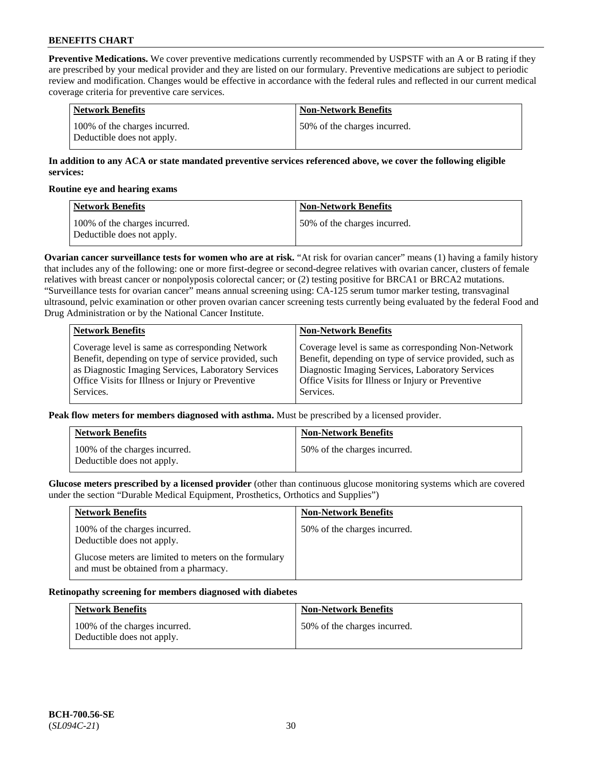**Preventive Medications.** We cover preventive medications currently recommended by USPSTF with an A or B rating if they are prescribed by your medical provider and they are listed on our formulary. Preventive medications are subject to periodic review and modification. Changes would be effective in accordance with the federal rules and reflected in our current medical coverage criteria for preventive care services.

| Network Benefits | Non-Network Benefits |
|---|---|
| 100% of the charges incurred. Deductible does not apply. | 50% of the charges incurred. |

**In addition to any ACA or state mandated preventive services referenced above, we cover the following eligible services:**

**Routine eye and hearing exams**

| Network Benefits | Non-Network Benefits |
|---|---|
| 100% of the charges incurred. Deductible does not apply. | 50% of the charges incurred. |

**Ovarian cancer surveillance tests for women who are at risk.** "At risk for ovarian cancer" means (1) having a family history that includes any of the following: one or more first-degree or second-degree relatives with ovarian cancer, clusters of female relatives with breast cancer or nonpolyposis colorectal cancer; or (2) testing positive for BRCA1 or BRCA2 mutations. "Surveillance tests for ovarian cancer" means annual screening using: CA-125 serum tumor marker testing, transvaginal ultrasound, pelvic examination or other proven ovarian cancer screening tests currently being evaluated by the federal Food and Drug Administration or by the National Cancer Institute.

| Network Benefits | Non-Network Benefits |
|---|---|
| Coverage level is same as corresponding Network Benefit, depending on type of service provided, such as Diagnostic Imaging Services, Laboratory Services Office Visits for Illness or Injury or Preventive Services. | Coverage level is same as corresponding Non-Network Benefit, depending on type of service provided, such as Diagnostic Imaging Services, Laboratory Services Office Visits for Illness or Injury or Preventive Services. |

**Peak flow meters for members diagnosed with asthma.** Must be prescribed by a licensed provider.

| Network Benefits | Non-Network Benefits |
|---|---|
| 100% of the charges incurred. Deductible does not apply. | 50% of the charges incurred. |

**Glucose meters prescribed by a licensed provider** (other than continuous glucose monitoring systems which are covered under the section "Durable Medical Equipment, Prosthetics, Orthotics and Supplies")

| Network Benefits | Non-Network Benefits |
|---|---|
| 100% of the charges incurred. Deductible does not apply.<br><br>Glucose meters are limited to meters on the formulary and must be obtained from a pharmacy. | 50% of the charges incurred. |

**Retinopathy screening for members diagnosed with diabetes**

| Network Benefits | Non-Network Benefits |
|---|---|
| 100% of the charges incurred. Deductible does not apply. | 50% of the charges incurred. |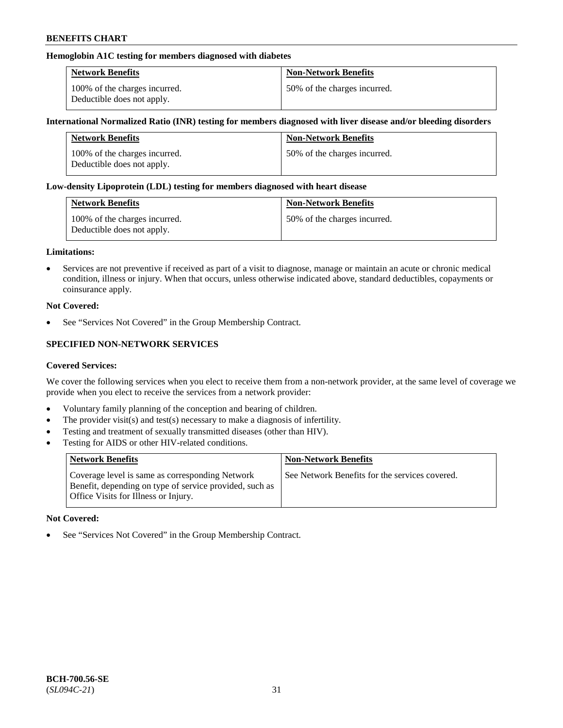### Hemoglobin A1C testing for members diagnosed with diabetes

| Network Benefits | Non-Network Benefits |
|---|---|
| 100% of the charges incurred. Deductible does not apply. | 50% of the charges incurred. |

### International Normalized Ratio (INR) testing for members diagnosed with liver disease and/or bleeding disorders

| Network Benefits | Non-Network Benefits |
|---|---|
| 100% of the charges incurred. Deductible does not apply. | 50% of the charges incurred. |

### Low-density Lipoprotein (LDL) testing for members diagnosed with heart disease

| Network Benefits | Non-Network Benefits |
|---|---|
| 100% of the charges incurred. Deductible does not apply. | 50% of the charges incurred. |

**Limitations:**

- Services are not preventive if received as part of a visit to diagnose, manage or maintain an acute or chronic medical condition, illness or injury. When that occurs, unless otherwise indicated above, standard deductibles, copayments or coinsurance apply.

**Not Covered:**

- See "Services Not Covered" in the Group Membership Contract.

## SPECIFIED NON-NETWORK SERVICES

**Covered Services:**

We cover the following services when you elect to receive them from a non-network provider, at the same level of coverage we provide when you elect to receive the services from a network provider:

- Voluntary family planning of the conception and bearing of children.
- The provider visit(s) and test(s) necessary to make a diagnosis of infertility.
- Testing and treatment of sexually transmitted diseases (other than HIV).
- Testing for AIDS or other HIV-related conditions.

| Network Benefits | Non-Network Benefits |
|---|---|
| Coverage level is same as corresponding Network Benefit, depending on type of service provided, such as Office Visits for Illness or Injury. | See Network Benefits for the services covered. |

**Not Covered:**

- See "Services Not Covered" in the Group Membership Contract.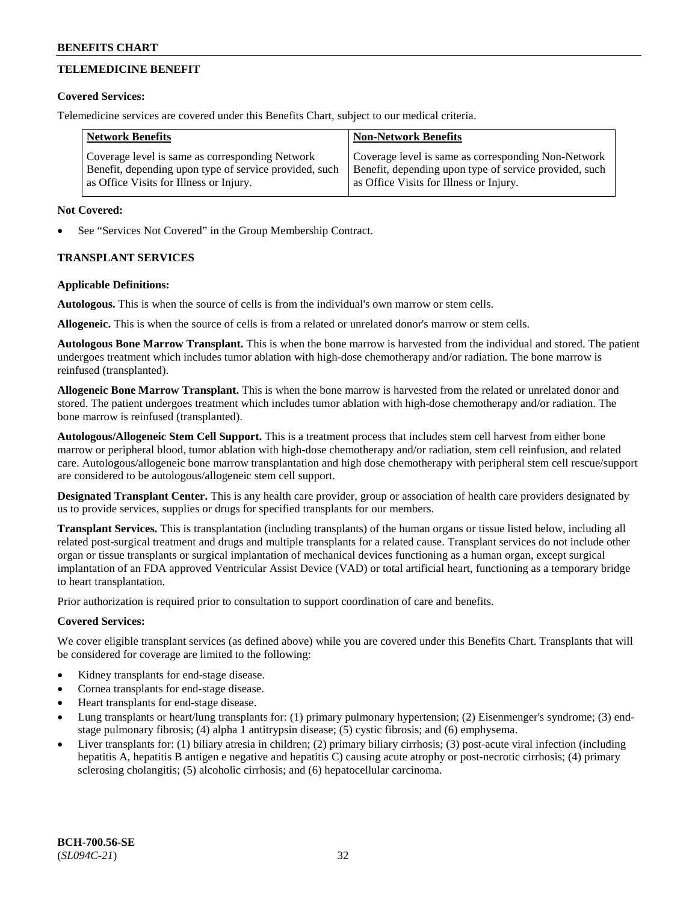## TELEMEDICINE BENEFIT

**Covered Services:**

Telemedicine services are covered under this Benefits Chart, subject to our medical criteria.

| Network Benefits | Non-Network Benefits |
|---|---|
| Coverage level is same as corresponding Network Benefit, depending upon type of service provided, such as Office Visits for Illness or Injury. | Coverage level is same as corresponding Non-Network Benefit, depending upon type of service provided, such as Office Visits for Illness or Injury. |

**Not Covered:**

- See "Services Not Covered" in the Group Membership Contract.

## TRANSPLANT SERVICES

**Applicable Definitions:**

**Autologous.** This is when the source of cells is from the individual's own marrow or stem cells.

**Allogeneic.** This is when the source of cells is from a related or unrelated donor's marrow or stem cells.

**Autologous Bone Marrow Transplant.** This is when the bone marrow is harvested from the individual and stored. The patient undergoes treatment which includes tumor ablation with high-dose chemotherapy and/or radiation. The bone marrow is reinfused (transplanted).

**Allogeneic Bone Marrow Transplant.** This is when the bone marrow is harvested from the related or unrelated donor and stored. The patient undergoes treatment which includes tumor ablation with high-dose chemotherapy and/or radiation. The bone marrow is reinfused (transplanted).

**Autologous/Allogeneic Stem Cell Support.** This is a treatment process that includes stem cell harvest from either bone marrow or peripheral blood, tumor ablation with high-dose chemotherapy and/or radiation, stem cell reinfusion, and related care. Autologous/allogeneic bone marrow transplantation and high dose chemotherapy with peripheral stem cell rescue/support are considered to be autologous/allogeneic stem cell support.

**Designated Transplant Center.** This is any health care provider, group or association of health care providers designated by us to provide services, supplies or drugs for specified transplants for our members.

**Transplant Services.** This is transplantation (including transplants) of the human organs or tissue listed below, including all related post-surgical treatment and drugs and multiple transplants for a related cause. Transplant services do not include other organ or tissue transplants or surgical implantation of mechanical devices functioning as a human organ, except surgical implantation of an FDA approved Ventricular Assist Device (VAD) or total artificial heart, functioning as a temporary bridge to heart transplantation.

Prior authorization is required prior to consultation to support coordination of care and benefits.

**Covered Services:**

We cover eligible transplant services (as defined above) while you are covered under this Benefits Chart. Transplants that will be considered for coverage are limited to the following:

- Kidney transplants for end-stage disease.
- Cornea transplants for end-stage disease.
- Heart transplants for end-stage disease.
- Lung transplants or heart/lung transplants for: (1) primary pulmonary hypertension; (2) Eisenmenger's syndrome; (3) end-stage pulmonary fibrosis; (4) alpha 1 antitrypsin disease; (5) cystic fibrosis; and (6) emphysema.
- Liver transplants for: (1) biliary atresia in children; (2) primary biliary cirrhosis; (3) post-acute viral infection (including hepatitis A, hepatitis B antigen e negative and hepatitis C) causing acute atrophy or post-necrotic cirrhosis; (4) primary sclerosing cholangitis; (5) alcoholic cirrhosis; and (6) hepatocellular carcinoma.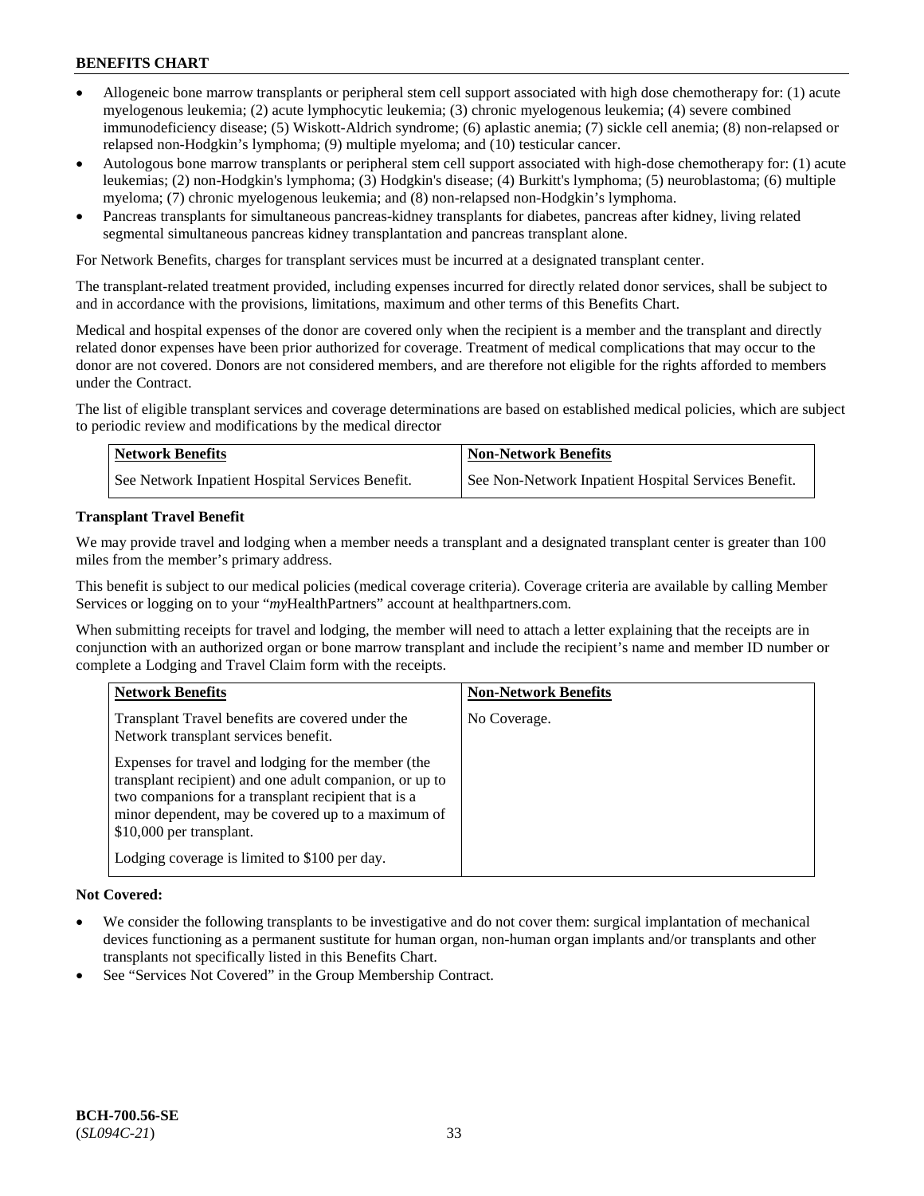- Allogeneic bone marrow transplants or peripheral stem cell support associated with high dose chemotherapy for: (1) acute myelogenous leukemia; (2) acute lymphocytic leukemia; (3) chronic myelogenous leukemia; (4) severe combined immunodeficiency disease; (5) Wiskott-Aldrich syndrome; (6) aplastic anemia; (7) sickle cell anemia; (8) non-relapsed or relapsed non-Hodgkin's lymphoma; (9) multiple myeloma; and (10) testicular cancer.
- Autologous bone marrow transplants or peripheral stem cell support associated with high-dose chemotherapy for: (1) acute leukemias; (2) non-Hodgkin's lymphoma; (3) Hodgkin's disease; (4) Burkitt's lymphoma; (5) neuroblastoma; (6) multiple myeloma; (7) chronic myelogenous leukemia; and (8) non-relapsed non-Hodgkin's lymphoma.
- Pancreas transplants for simultaneous pancreas-kidney transplants for diabetes, pancreas after kidney, living related segmental simultaneous pancreas kidney transplantation and pancreas transplant alone.

For Network Benefits, charges for transplant services must be incurred at a designated transplant center.

The transplant-related treatment provided, including expenses incurred for directly related donor services, shall be subject to and in accordance with the provisions, limitations, maximum and other terms of this Benefits Chart.

Medical and hospital expenses of the donor are covered only when the recipient is a member and the transplant and directly related donor expenses have been prior authorized for coverage. Treatment of medical complications that may occur to the donor are not covered. Donors are not considered members, and are therefore not eligible for the rights afforded to members under the Contract.

The list of eligible transplant services and coverage determinations are based on established medical policies, which are subject to periodic review and modifications by the medical director

| Network Benefits | Non-Network Benefits |
|---|---|
| See Network Inpatient Hospital Services Benefit. | See Non-Network Inpatient Hospital Services Benefit. |

**Transplant Travel Benefit**

We may provide travel and lodging when a member needs a transplant and a designated transplant center is greater than 100 miles from the member's primary address.

This benefit is subject to our medical policies (medical coverage criteria). Coverage criteria are available by calling Member Services or logging on to your "*my*HealthPartners" account at healthpartners.com.

When submitting receipts for travel and lodging, the member will need to attach a letter explaining that the receipts are in conjunction with an authorized organ or bone marrow transplant and include the recipient's name and member ID number or complete a Lodging and Travel Claim form with the receipts.

| Network Benefits | Non-Network Benefits |
|---|---|
| Transplant Travel benefits are covered under the Network transplant services benefit.<br><br>Expenses for travel and lodging for the member (the transplant recipient) and one adult companion, or up to two companions for a transplant recipient that is a minor dependent, may be covered up to a maximum of $10,000 per transplant.<br><br>Lodging coverage is limited to $100 per day. | No Coverage. |

**Not Covered:**

- We consider the following transplants to be investigative and do not cover them: surgical implantation of mechanical devices functioning as a permanent sustitute for human organ, non-human organ implants and/or transplants and other transplants not specifically listed in this Benefits Chart.
- See "Services Not Covered" in the Group Membership Contract.